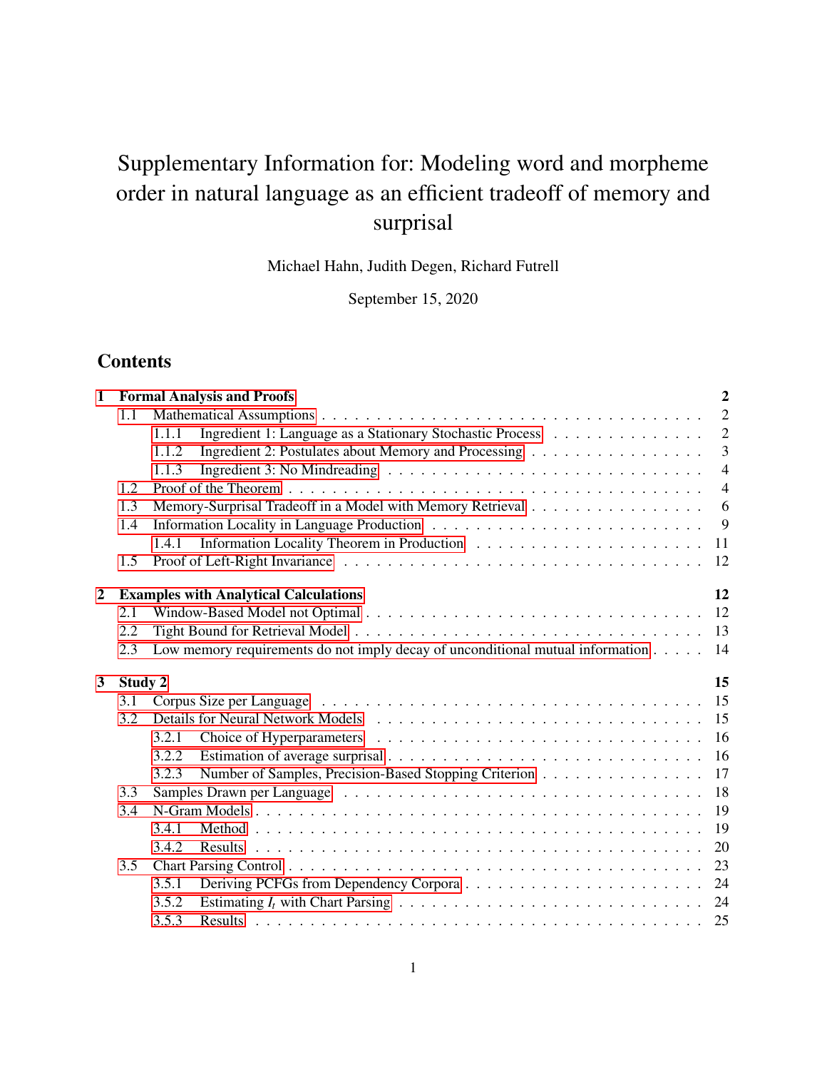# Supplementary Information for: Modeling word and morpheme order in natural language as an efficient tradeoff of memory and surprisal

Michael Hahn, Judith Degen, Richard Futrell

September 15, 2020

## Contents

- **1 Formal Analysis and Proofs** — **2**
  - 1.1 Mathematical Assumptions — 2
    - 1.1.1 Ingredient 1: Language as a Stationary Stochastic Process — 2
    - 1.1.2 Ingredient 2: Postulates about Memory and Processing — 3
    - 1.1.3 Ingredient 3: No Mindreading — 4
  - 1.2 Proof of the Theorem — 4
  - 1.3 Memory-Surprisal Tradeoff in a Model with Memory Retrieval — 6
  - 1.4 Information Locality in Language Production — 9
    - 1.4.1 Information Locality Theorem in Production — 11
  - 1.5 Proof of Left-Right Invariance — 12
- **2 Examples with Analytical Calculations** — **12**
  - 2.1 Window-Based Model not Optimal — 12
  - 2.2 Tight Bound for Retrieval Model — 13
  - 2.3 Low memory requirements do not imply decay of unconditional mutual information — 14
- **3 Study 2** — **15**
  - 3.1 Corpus Size per Language — 15
  - 3.2 Details for Neural Network Models — 15
    - 3.2.1 Choice of Hyperparameters — 16
    - 3.2.2 Estimation of average surprisal — 16
    - 3.2.3 Number of Samples, Precision-Based Stopping Criterion — 17
  - 3.3 Samples Drawn per Language — 18
  - 3.4 N-Gram Models — 19
    - 3.4.1 Method — 19
    - 3.4.2 Results — 20
  - 3.5 Chart Parsing Control — 23
    - 3.5.1 Deriving PCFGs from Dependency Corpora — 24
    - 3.5.2 Estimating $I_t$ with Chart Parsing — 24
    - 3.5.3 Results — 25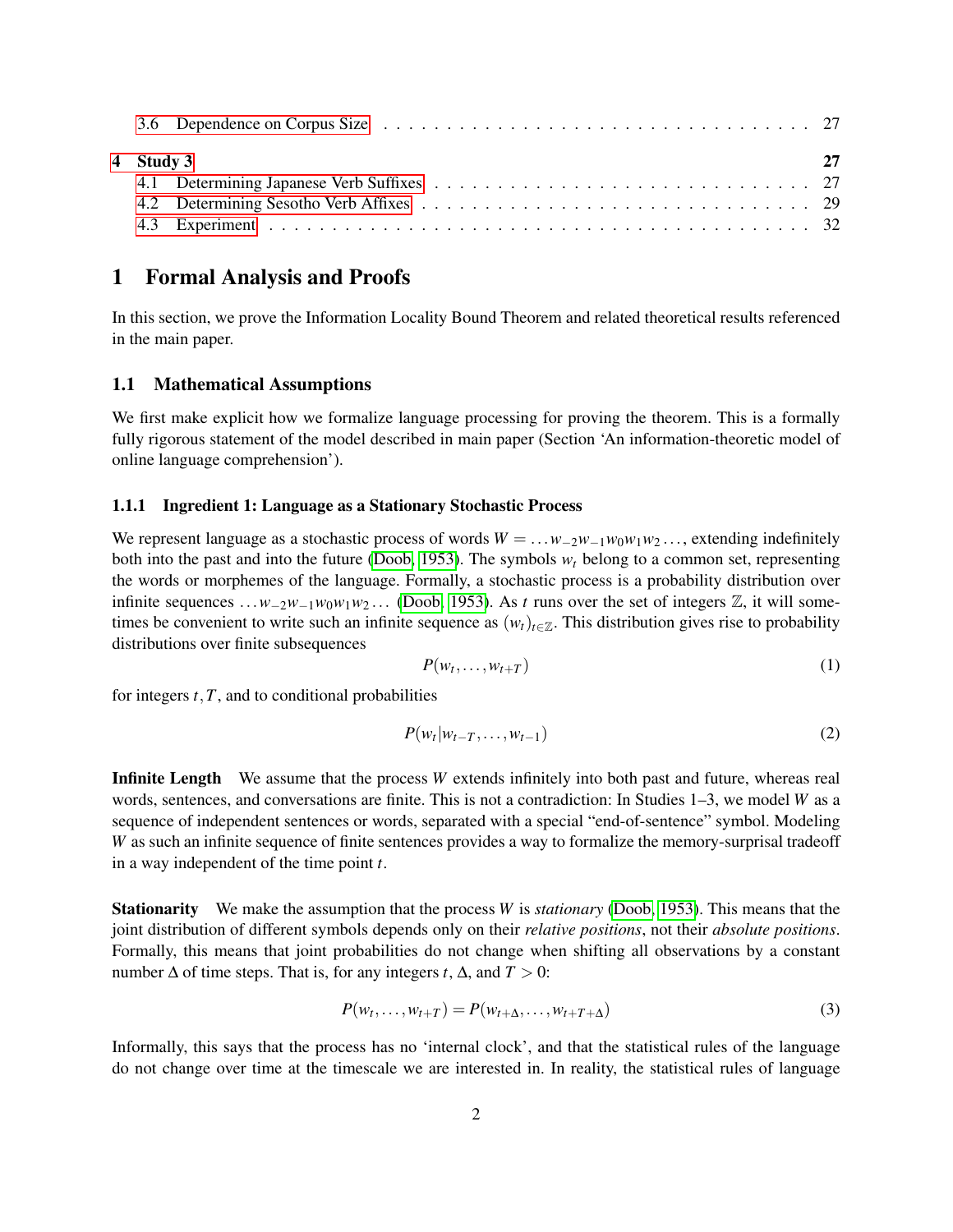| | | |
|---|---|---|
| 3.6 | Dependence on Corpus Size | 27 |
| **4** | **Study 3** | **27** |
| 4.1 | Determining Japanese Verb Suffixes | 27 |
| 4.2 | Determining Sesotho Verb Affixes | 29 |
| 4.3 | Experiment | 32 |

# 1 Formal Analysis and Proofs

In this section, we prove the Information Locality Bound Theorem and related theoretical results referenced in the main paper.

## 1.1 Mathematical Assumptions

We first make explicit how we formalize language processing for proving the theorem. This is a formally fully rigorous statement of the model described in main paper (Section 'An information-theoretic model of online language comprehension').

### 1.1.1 Ingredient 1: Language as a Stationary Stochastic Process

We represent language as a stochastic process of words $W = \dots w_{-2}w_{-1}w_0w_1w_2\dots$, extending indefinitely both into the past and into the future (Doob, 1953). The symbols $w_t$ belong to a common set, representing the words or morphemes of the language. Formally, a stochastic process is a probability distribution over infinite sequences $\dots w_{-2}w_{-1}w_0w_1w_2\dots$ (Doob, 1953). As $t$ runs over the set of integers $\mathbb{Z}$, it will sometimes be convenient to write such an infinite sequence as $(w_t)_{t\in\mathbb{Z}}$. This distribution gives rise to probability distributions over finite subsequences

$$P(w_t, \dots, w_{t+T}) \tag{1}$$

for integers $t, T$, and to conditional probabilities

$$P(w_t | w_{t-T}, \dots, w_{t-1}) \tag{2}$$

**Infinite Length** We assume that the process $W$ extends infinitely into both past and future, whereas real words, sentences, and conversations are finite. This is not a contradiction: In Studies 1–3, we model $W$ as a sequence of independent sentences or words, separated with a special "end-of-sentence" symbol. Modeling $W$ as such an infinite sequence of finite sentences provides a way to formalize the memory-surprisal tradeoff in a way independent of the time point $t$.

**Stationarity** We make the assumption that the process $W$ is *stationary* (Doob, 1953). This means that the joint distribution of different symbols depends only on their *relative positions*, not their *absolute positions*. Formally, this means that joint probabilities do not change when shifting all observations by a constant number $\Delta$ of time steps. That is, for any integers $t$, $\Delta$, and $T > 0$:

$$P(w_t, \dots, w_{t+T}) = P(w_{t+\Delta}, \dots, w_{t+T+\Delta}) \tag{3}$$

Informally, this says that the process has no 'internal clock', and that the statistical rules of the language do not change over time at the timescale we are interested in. In reality, the statistical rules of language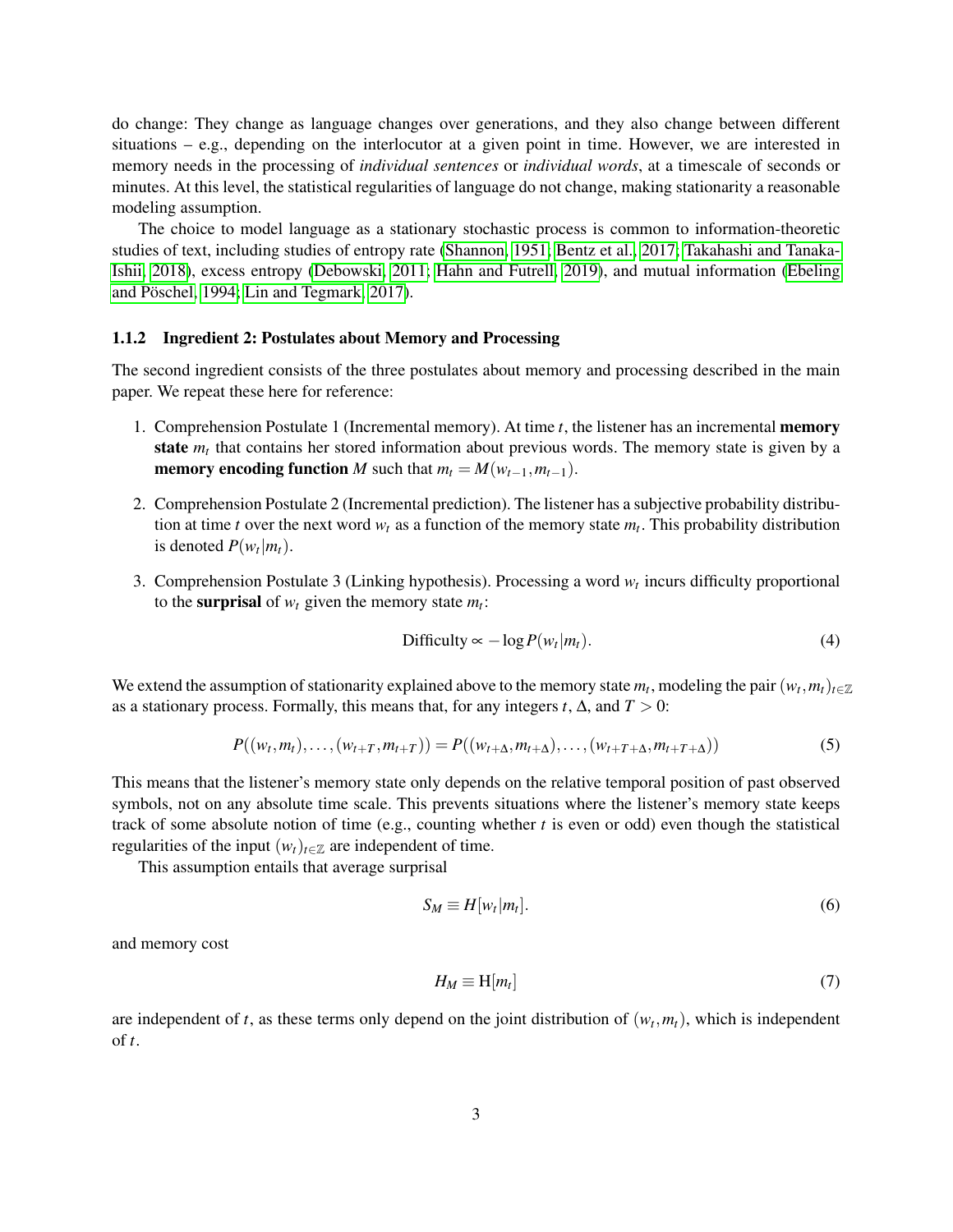do change: They change as language changes over generations, and they also change between different situations – e.g., depending on the interlocutor at a given point in time. However, we are interested in memory needs in the processing of *individual sentences* or *individual words*, at a timescale of seconds or minutes. At this level, the statistical regularities of language do not change, making stationarity a reasonable modeling assumption.

The choice to model language as a stationary stochastic process is common to information-theoretic studies of text, including studies of entropy rate (Shannon, 1951; Bentz et al., 2017; Takahashi and Tanaka-Ishii, 2018), excess entropy (Debowski, 2011; Hahn and Futrell, 2019), and mutual information (Ebeling and Pöschel, 1994; Lin and Tegmark, 2017).

### 1.1.2 Ingredient 2: Postulates about Memory and Processing

The second ingredient consists of the three postulates about memory and processing described in the main paper. We repeat these here for reference:

1. Comprehension Postulate 1 (Incremental memory). At time $t$, the listener has an incremental **memory state** $m_t$ that contains her stored information about previous words. The memory state is given by a **memory encoding function** $M$ such that $m_t = M(w_{t-1}, m_{t-1})$.
2. Comprehension Postulate 2 (Incremental prediction). The listener has a subjective probability distribution at time $t$ over the next word $w_t$ as a function of the memory state $m_t$. This probability distribution is denoted $P(w_t|m_t)$.
3. Comprehension Postulate 3 (Linking hypothesis). Processing a word $w_t$ incurs difficulty proportional to the **surprisal** of $w_t$ given the memory state $m_t$:

$$\text{Difficulty} \propto -\log P(w_t|m_t). \tag{4}$$

We extend the assumption of stationarity explained above to the memory state $m_t$, modeling the pair $(w_t, m_t)_{t\in\mathbb{Z}}$ as a stationary process. Formally, this means that, for any integers $t$, $\Delta$, and $T > 0$:

$$P((w_t, m_t), \ldots, (w_{t+T}, m_{t+T})) = P((w_{t+\Delta}, m_{t+\Delta}), \ldots, (w_{t+T+\Delta}, m_{t+T+\Delta})) \tag{5}$$

This means that the listener's memory state only depends on the relative temporal position of past observed symbols, not on any absolute time scale. This prevents situations where the listener's memory state keeps track of some absolute notion of time (e.g., counting whether $t$ is even or odd) even though the statistical regularities of the input $(w_t)_{t\in\mathbb{Z}}$ are independent of time.

This assumption entails that average surprisal

$$S_M \equiv H[w_t|m_t]. \tag{6}$$

and memory cost

$$H_M \equiv \mathrm{H}[m_t] \tag{7}$$

are independent of $t$, as these terms only depend on the joint distribution of $(w_t, m_t)$, which is independent of $t$.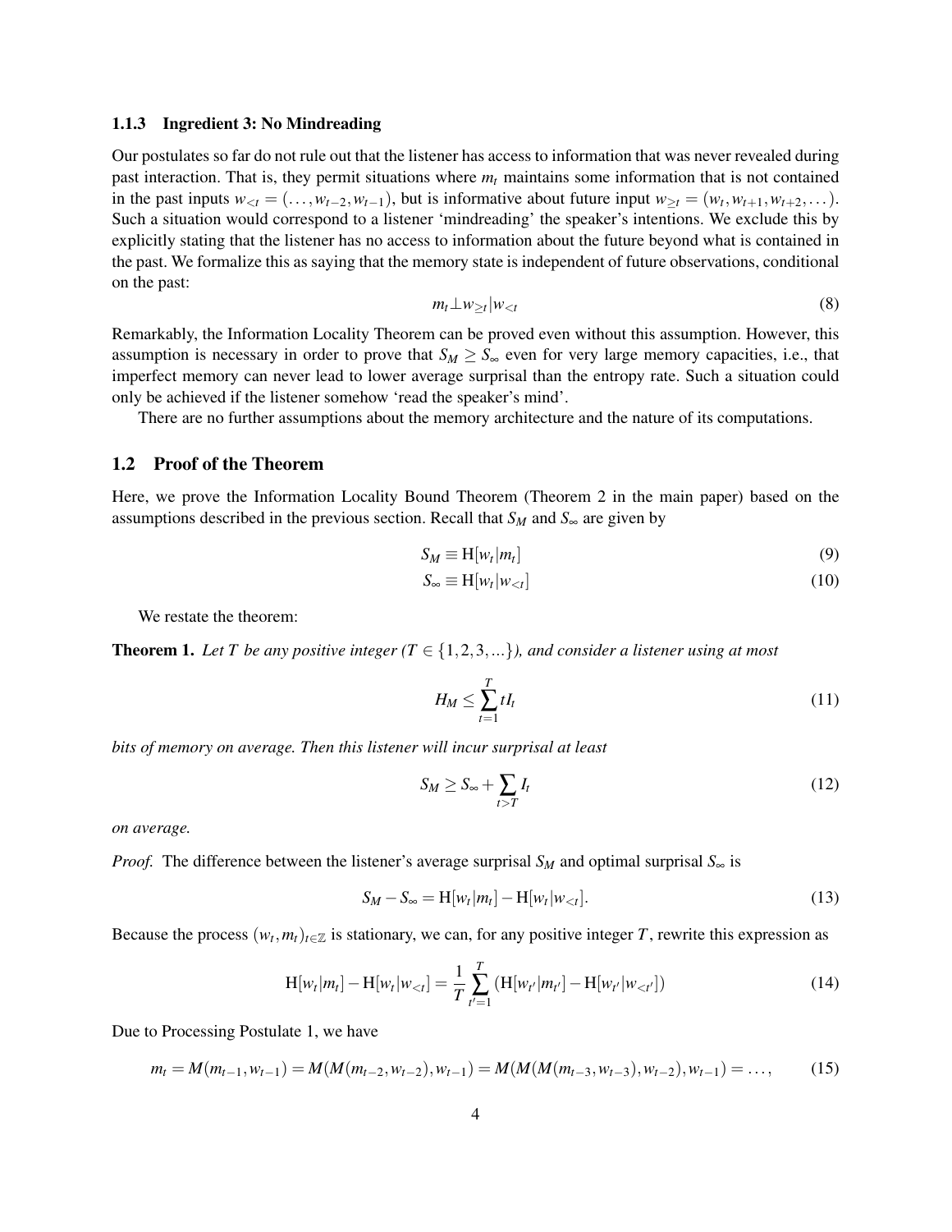### 1.1.3 Ingredient 3: No Mindreading

Our postulates so far do not rule out that the listener has access to information that was never revealed during past interaction. That is, they permit situations where $m_t$ maintains some information that is not contained in the past inputs $w_{<t} = (\ldots, w_{t-2}, w_{t-1})$, but is informative about future input $w_{\geq t} = (w_t, w_{t+1}, w_{t+2}, \ldots)$. Such a situation would correspond to a listener 'mindreading' the speaker's intentions. We exclude this by explicitly stating that the listener has no access to information about the future beyond what is contained in the past. We formalize this as saying that the memory state is independent of future observations, conditional on the past:

$$m_t \perp w_{\geq t} | w_{<t} \tag{8}$$

Remarkably, the Information Locality Theorem can be proved even without this assumption. However, this assumption is necessary in order to prove that $S_M \geq S_\infty$ even for very large memory capacities, i.e., that imperfect memory can never lead to lower average surprisal than the entropy rate. Such a situation could only be achieved if the listener somehow 'read the speaker's mind'.

There are no further assumptions about the memory architecture and the nature of its computations.

## 1.2 Proof of the Theorem

Here, we prove the Information Locality Bound Theorem (Theorem 2 in the main paper) based on the assumptions described in the previous section. Recall that $S_M$ and $S_\infty$ are given by

$$S_M \equiv \mathrm{H}[w_t | m_t] \tag{9}$$

$$S_\infty \equiv \mathrm{H}[w_t | w_{<t}] \tag{10}$$

We restate the theorem:

**Theorem 1.** *Let $T$ be any positive integer ($T \in \{1, 2, 3, \ldots\}$), and consider a listener using at most*

$$H_M \leq \sum_{t=1}^{T} t I_t \tag{11}$$

*bits of memory on average. Then this listener will incur surprisal at least*

$$S_M \geq S_\infty + \sum_{t>T} I_t \tag{12}$$

*on average.*

*Proof.* The difference between the listener's average surprisal $S_M$ and optimal surprisal $S_\infty$ is

$$S_M - S_\infty = \mathrm{H}[w_t | m_t] - \mathrm{H}[w_t | w_{<t}]. \tag{13}$$

Because the process $(w_t, m_t)_{t \in \mathbb{Z}}$ is stationary, we can, for any positive integer $T$, rewrite this expression as

$$\mathrm{H}[w_t | m_t] - \mathrm{H}[w_t | w_{<t}] = \frac{1}{T} \sum_{t'=1}^{T} \left( \mathrm{H}[w_{t'} | m_{t'}] - \mathrm{H}[w_{t'} | w_{<t'}] \right) \tag{14}$$

Due to Processing Postulate 1, we have

$$m_t = M(m_{t-1}, w_{t-1}) = M(M(m_{t-2}, w_{t-2}), w_{t-1}) = M(M(M(m_{t-3}, w_{t-3}), w_{t-2}), w_{t-1}) = \ldots, \tag{15}$$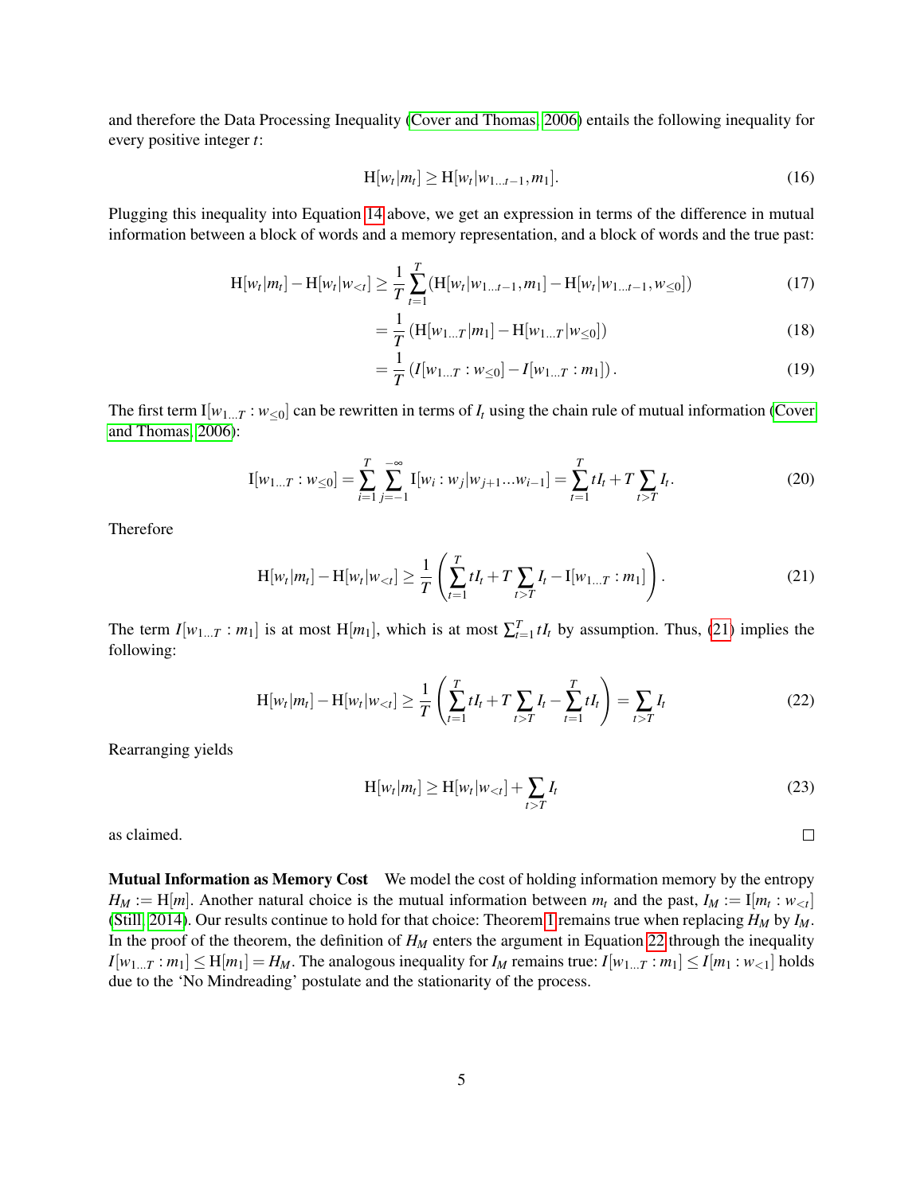and therefore the Data Processing Inequality (Cover and Thomas, 2006) entails the following inequality for every positive integer $t$:

$$\mathrm{H}[w_t|m_t] \geq \mathrm{H}[w_t|w_{1...t-1}, m_1]. \tag{16}$$

Plugging this inequality into Equation 14 above, we get an expression in terms of the difference in mutual information between a block of words and a memory representation, and a block of words and the true past:

$$\mathrm{H}[w_t|m_t] - \mathrm{H}[w_t|w_{<t}] \geq \frac{1}{T}\sum_{t=1}^{T}\left(\mathrm{H}[w_t|w_{1...t-1}, m_1] - \mathrm{H}[w_t|w_{1...t-1}, w_{\leq 0}]\right) \tag{17}$$

$$= \frac{1}{T}\left(\mathrm{H}[w_{1...T}|m_1] - \mathrm{H}[w_{1...T}|w_{\leq 0}]\right) \tag{18}$$

$$= \frac{1}{T}\left(I[w_{1...T} : w_{\leq 0}] - I[w_{1...T} : m_1]\right). \tag{19}$$

The first term $\mathrm{I}[w_{1...T} : w_{\leq 0}]$ can be rewritten in terms of $I_t$ using the chain rule of mutual information (Cover and Thomas, 2006):

$$\mathrm{I}[w_{1...T} : w_{\leq 0}] = \sum_{i=1}^{T}\sum_{j=-1}^{-\infty}\mathrm{I}[w_i : w_j|w_{j+1}...w_{i-1}] = \sum_{t=1}^{T} tI_t + T\sum_{t>T} I_t. \tag{20}$$

Therefore

$$\mathrm{H}[w_t|m_t] - \mathrm{H}[w_t|w_{<t}] \geq \frac{1}{T}\left(\sum_{t=1}^{T} tI_t + T\sum_{t>T} I_t - \mathrm{I}[w_{1...T} : m_1]\right). \tag{21}$$

The term $I[w_{1...T} : m_1]$ is at most $\mathrm{H}[m_1]$, which is at most $\sum_{t=1}^{T} tI_t$ by assumption. Thus, (21) implies the following:

$$\mathrm{H}[w_t|m_t] - \mathrm{H}[w_t|w_{<t}] \geq \frac{1}{T}\left(\sum_{t=1}^{T} tI_t + T\sum_{t>T} I_t - \sum_{t=1}^{T} tI_t\right) = \sum_{t>T} I_t \tag{22}$$

Rearranging yields

$$\mathrm{H}[w_t|m_t] \geq \mathrm{H}[w_t|w_{<t}] + \sum_{t>T} I_t \tag{23}$$

as claimed. □

**Mutual Information as Memory Cost** We model the cost of holding information memory by the entropy $H_M := \mathrm{H}[m]$. Another natural choice is the mutual information between $m_t$ and the past, $I_M := \mathrm{I}[m_t : w_{<t}]$ (Still, 2014). Our results continue to hold for that choice: Theorem 1 remains true when replacing $H_M$ by $I_M$. In the proof of the theorem, the definition of $H_M$ enters the argument in Equation 22 through the inequality $I[w_{1...T} : m_1] \leq \mathrm{H}[m_1] = H_M$. The analogous inequality for $I_M$ remains true: $I[w_{1...T} : m_1] \leq I[m_1 : w_{<1}]$ holds due to the 'No Mindreading' postulate and the stationarity of the process.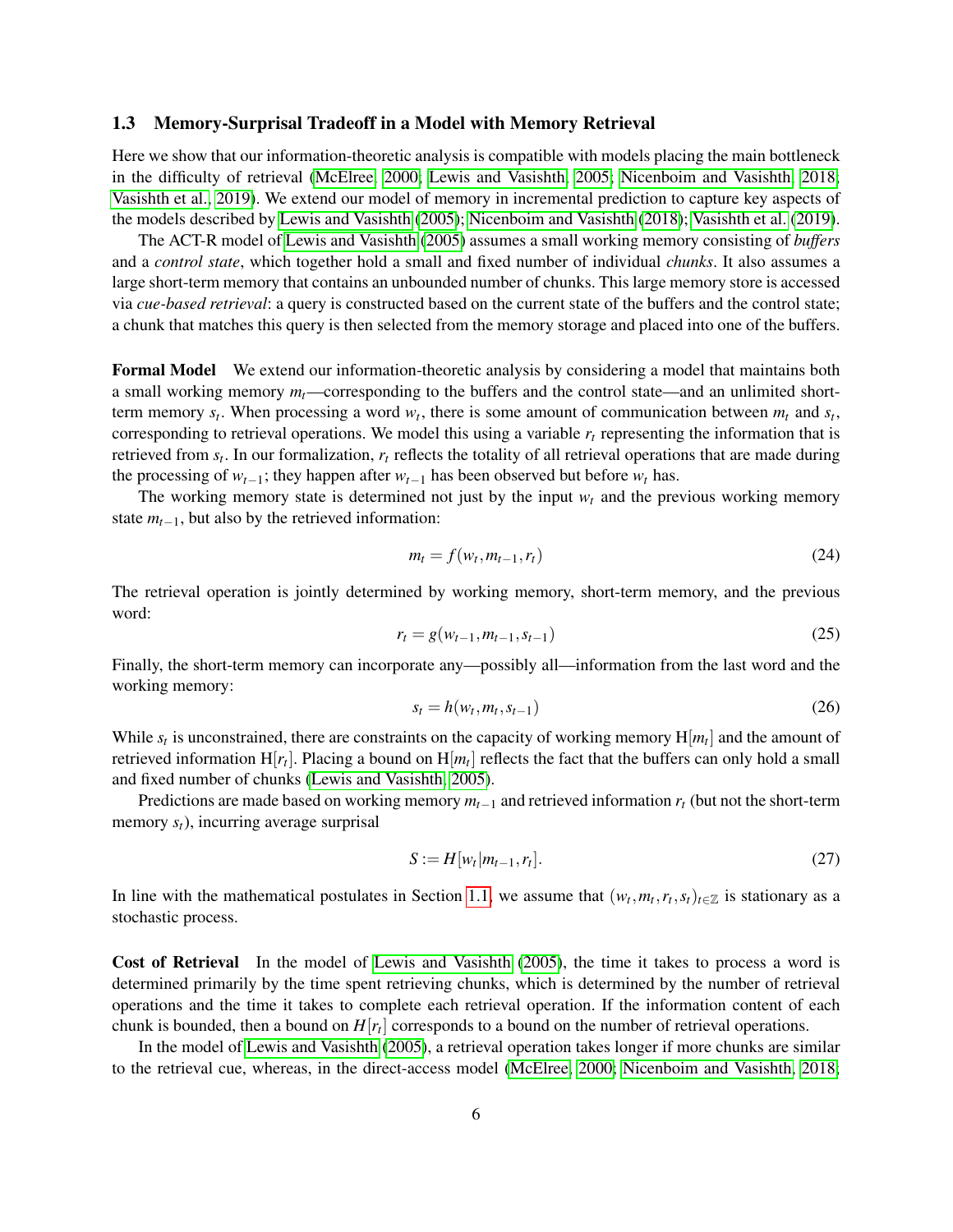### 1.3 Memory-Surprisal Tradeoff in a Model with Memory Retrieval

Here we show that our information-theoretic analysis is compatible with models placing the main bottleneck in the difficulty of retrieval (McElree, 2000; Lewis and Vasishth, 2005; Nicenboim and Vasishth, 2018; Vasishth et al., 2019). We extend our model of memory in incremental prediction to capture key aspects of the models described by Lewis and Vasishth (2005); Nicenboim and Vasishth (2018); Vasishth et al. (2019).

The ACT-R model of Lewis and Vasishth (2005) assumes a small working memory consisting of *buffers* and a *control state*, which together hold a small and fixed number of individual *chunks*. It also assumes a large short-term memory that contains an unbounded number of chunks. This large memory store is accessed via *cue-based retrieval*: a query is constructed based on the current state of the buffers and the control state; a chunk that matches this query is then selected from the memory storage and placed into one of the buffers.

**Formal Model** We extend our information-theoretic analysis by considering a model that maintains both a small working memory $m_t$—corresponding to the buffers and the control state—and an unlimited short-term memory $s_t$. When processing a word $w_t$, there is some amount of communication between $m_t$ and $s_t$, corresponding to retrieval operations. We model this using a variable $r_t$ representing the information that is retrieved from $s_t$. In our formalization, $r_t$ reflects the totality of all retrieval operations that are made during the processing of $w_{t-1}$; they happen after $w_{t-1}$ has been observed but before $w_t$ has.

The working memory state is determined not just by the input $w_t$ and the previous working memory state $m_{t-1}$, but also by the retrieved information:

$$m_t = f(w_t, m_{t-1}, r_t) \tag{24}$$

The retrieval operation is jointly determined by working memory, short-term memory, and the previous word:

$$r_t = g(w_{t-1}, m_{t-1}, s_{t-1}) \tag{25}$$

Finally, the short-term memory can incorporate any—possibly all—information from the last word and the working memory:

$$s_t = h(w_t, m_t, s_{t-1}) \tag{26}$$

While $s_t$ is unconstrained, there are constraints on the capacity of working memory $\mathrm{H}[m_t]$ and the amount of retrieved information $\mathrm{H}[r_t]$. Placing a bound on $\mathrm{H}[m_t]$ reflects the fact that the buffers can only hold a small and fixed number of chunks (Lewis and Vasishth, 2005).

Predictions are made based on working memory $m_{t-1}$ and retrieved information $r_t$ (but not the short-term memory $s_t$), incurring average surprisal

$$S := H[w_t | m_{t-1}, r_t]. \tag{27}$$

In line with the mathematical postulates in Section 1.1, we assume that $(w_t, m_t, r_t, s_t)_{t \in \mathbb{Z}}$ is stationary as a stochastic process.

**Cost of Retrieval** In the model of Lewis and Vasishth (2005), the time it takes to process a word is determined primarily by the time spent retrieving chunks, which is determined by the number of retrieval operations and the time it takes to complete each retrieval operation. If the information content of each chunk is bounded, then a bound on $H[r_t]$ corresponds to a bound on the number of retrieval operations.

In the model of Lewis and Vasishth (2005), a retrieval operation takes longer if more chunks are similar to the retrieval cue, whereas, in the direct-access model (McElree, 2000; Nicenboim and Vasishth, 2018;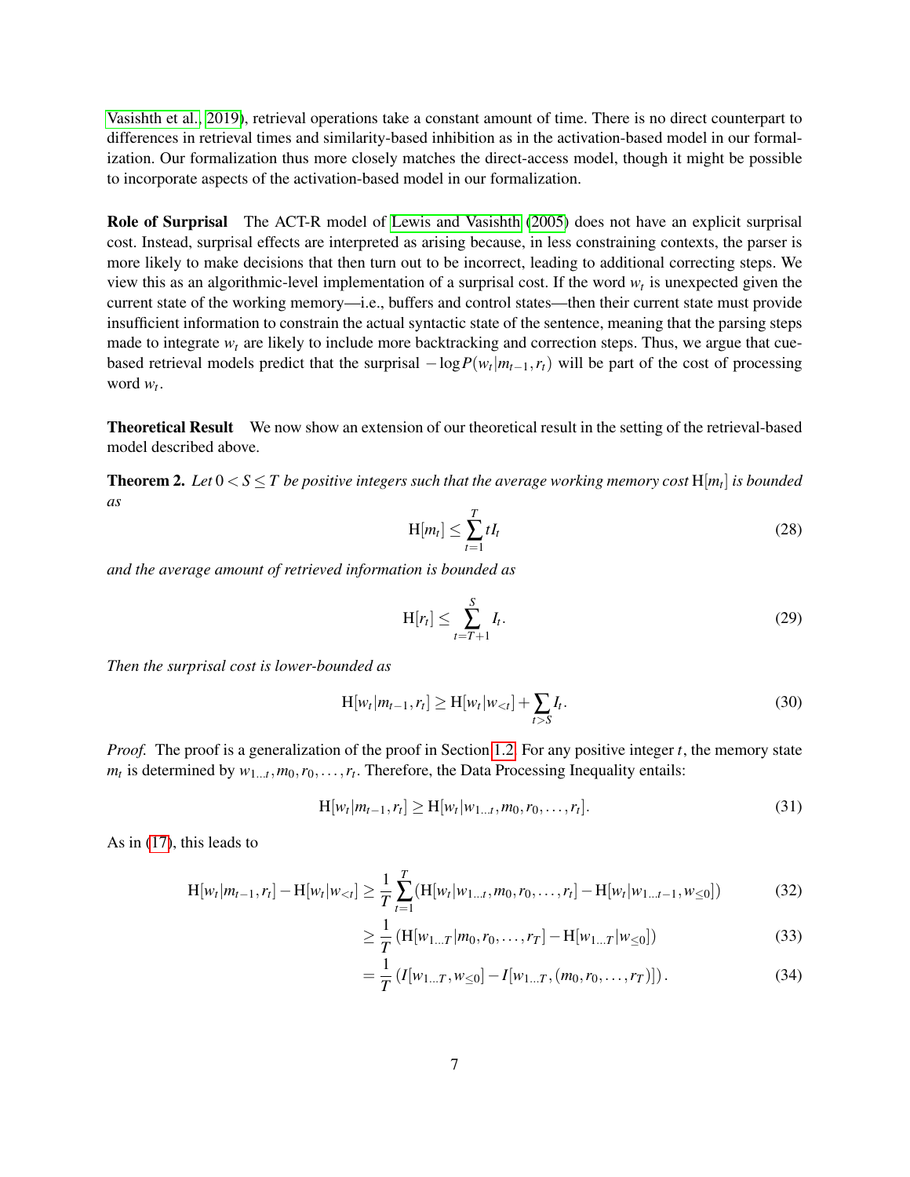Vasishth et al., 2019), retrieval operations take a constant amount of time. There is no direct counterpart to differences in retrieval times and similarity-based inhibition as in the activation-based model in our formalization. Our formalization thus more closely matches the direct-access model, though it might be possible to incorporate aspects of the activation-based model in our formalization.

**Role of Surprisal** The ACT-R model of Lewis and Vasishth (2005) does not have an explicit surprisal cost. Instead, surprisal effects are interpreted as arising because, in less constraining contexts, the parser is more likely to make decisions that then turn out to be incorrect, leading to additional correcting steps. We view this as an algorithmic-level implementation of a surprisal cost. If the word $w_t$ is unexpected given the current state of the working memory—i.e., buffers and control states—then their current state must provide insufficient information to constrain the actual syntactic state of the sentence, meaning that the parsing steps made to integrate $w_t$ are likely to include more backtracking and correction steps. Thus, we argue that cue-based retrieval models predict that the surprisal $-\log P(w_t|m_{t-1}, r_t)$ will be part of the cost of processing word $w_t$.

**Theoretical Result** We now show an extension of our theoretical result in the setting of the retrieval-based model described above.

**Theorem 2.** *Let $0 < S \leq T$ be positive integers such that the average working memory cost $\mathrm{H}[m_t]$ is bounded as*

$$\mathrm{H}[m_t] \leq \sum_{t=1}^{T} t I_t \tag{28}$$

*and the average amount of retrieved information is bounded as*

$$\mathrm{H}[r_t] \leq \sum_{t=T+1}^{S} I_t. \tag{29}$$

*Then the surprisal cost is lower-bounded as*

$$\mathrm{H}[w_t|m_{t-1}, r_t] \geq \mathrm{H}[w_t|w_{<t}] + \sum_{t>S} I_t. \tag{30}$$

*Proof.* The proof is a generalization of the proof in Section 1.2. For any positive integer $t$, the memory state $m_t$ is determined by $w_{1\ldots t}, m_0, r_0, \ldots, r_t$. Therefore, the Data Processing Inequality entails:

$$\mathrm{H}[w_t|m_{t-1}, r_t] \geq \mathrm{H}[w_t|w_{1\ldots t}, m_0, r_0, \ldots, r_t]. \tag{31}$$

As in (17), this leads to

$$\mathrm{H}[w_t|m_{t-1}, r_t] - \mathrm{H}[w_t|w_{<t}] \geq \frac{1}{T}\sum_{t=1}^{T}\left(\mathrm{H}[w_t|w_{1\ldots t}, m_0, r_0, \ldots, r_t] - \mathrm{H}[w_t|w_{1\ldots t-1}, w_{\leq 0}]\right) \tag{32}$$

$$\geq \frac{1}{T}\left(\mathrm{H}[w_{1\ldots T}|m_0, r_0, \ldots, r_T] - \mathrm{H}[w_{1\ldots T}|w_{\leq 0}]\right) \tag{33}$$

$$= \frac{1}{T}\left(I[w_{1\ldots T}, w_{\leq 0}] - I[w_{1\ldots T}, (m_0, r_0, \ldots, r_T)]\right). \tag{34}$$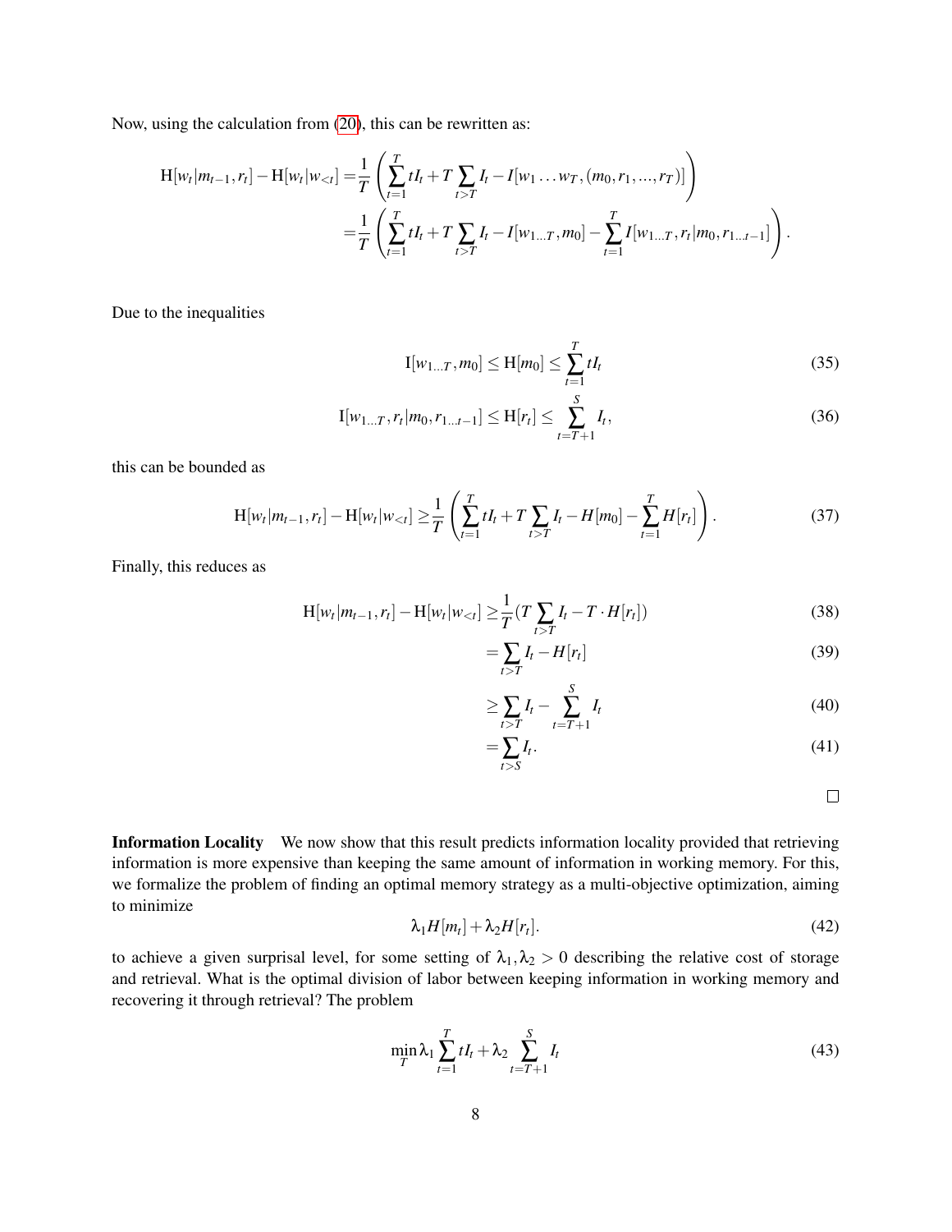Now, using the calculation from (20), this can be rewritten as:

$$
\begin{aligned}
\mathrm{H}[w_t|m_{t-1}, r_t] - \mathrm{H}[w_t|w_{<t}] =& \frac{1}{T}\left(\sum_{t=1}^{T} tI_t + T\sum_{t>T} I_t - I[w_1 \dots w_T, (m_0, r_1, ..., r_T)]\right) \\
=& \frac{1}{T}\left(\sum_{t=1}^{T} tI_t + T\sum_{t>T} I_t - I[w_{1\dots T}, m_0] - \sum_{t=1}^{T} I[w_{1\dots T}, r_t|m_0, r_{1\dots t-1}]\right).
\end{aligned}
$$

Due to the inequalities

$$
\mathrm{I}[w_{1\dots T}, m_0] \leq \mathrm{H}[m_0] \leq \sum_{t=1}^{T} tI_t \tag{35}
$$

$$
\mathrm{I}[w_{1\dots T}, r_t|m_0, r_{1\dots t-1}] \leq \mathrm{H}[r_t] \leq \sum_{t=T+1}^{S} I_t, \tag{36}
$$

this can be bounded as

$$
\mathrm{H}[w_t|m_{t-1}, r_t] - \mathrm{H}[w_t|w_{<t}] \geq \frac{1}{T}\left(\sum_{t=1}^{T} tI_t + T\sum_{t>T} I_t - H[m_0] - \sum_{t=1}^{T} H[r_t]\right). \tag{37}
$$

Finally, this reduces as

$$
\begin{aligned}
\mathrm{H}[w_t|m_{t-1}, r_t] - \mathrm{H}[w_t|w_{<t}] \geq& \frac{1}{T}(T\sum_{t>T} I_t - T \cdot H[r_t]) && (38) \\
=& \sum_{t>T} I_t - H[r_t] && (39) \\
\geq& \sum_{t>T} I_t - \sum_{t=T+1}^{S} I_t && (40) \\
=& \sum_{t>S} I_t. && (41)
\end{aligned}
$$

□

**Information Locality** We now show that this result predicts information locality provided that retrieving information is more expensive than keeping the same amount of information in working memory. For this, we formalize the problem of finding an optimal memory strategy as a multi-objective optimization, aiming to minimize

$$
\lambda_1 H[m_t] + \lambda_2 H[r_t]. \tag{42}
$$

to achieve a given surprisal level, for some setting of $\lambda_1, \lambda_2 > 0$ describing the relative cost of storage and retrieval. What is the optimal division of labor between keeping information in working memory and recovering it through retrieval? The problem

$$
\min_{T} \lambda_1 \sum_{t=1}^{T} tI_t + \lambda_2 \sum_{t=T+1}^{S} I_t \tag{43}
$$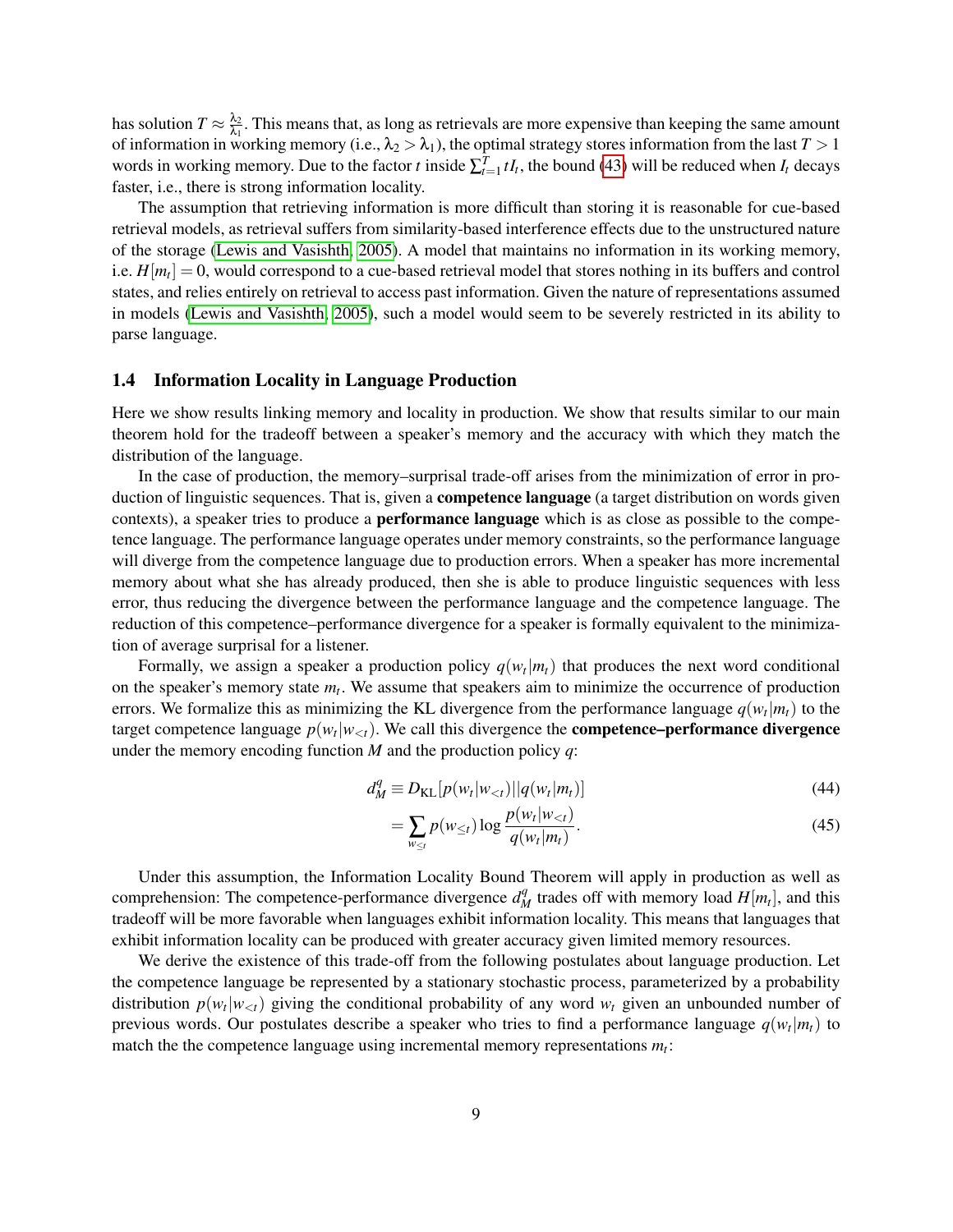has solution $T \approx \frac{\lambda_2}{\lambda_1}$. This means that, as long as retrievals are more expensive than keeping the same amount of information in working memory (i.e., $\lambda_2 > \lambda_1$), the optimal strategy stores information from the last $T > 1$ words in working memory. Due to the factor $t$ inside $\sum_{t=1}^{T} tI_t$, the bound (43) will be reduced when $I_t$ decays faster, i.e., there is strong information locality.

The assumption that retrieving information is more difficult than storing it is reasonable for cue-based retrieval models, as retrieval suffers from similarity-based interference effects due to the unstructured nature of the storage (Lewis and Vasishth, 2005). A model that maintains no information in its working memory, i.e. $H[m_t] = 0$, would correspond to a cue-based retrieval model that stores nothing in its buffers and control states, and relies entirely on retrieval to access past information. Given the nature of representations assumed in models (Lewis and Vasishth, 2005), such a model would seem to be severely restricted in its ability to parse language.

### 1.4 Information Locality in Language Production

Here we show results linking memory and locality in production. We show that results similar to our main theorem hold for the tradeoff between a speaker's memory and the accuracy with which they match the distribution of the language.

In the case of production, the memory–surprisal trade-off arises from the minimization of error in production of linguistic sequences. That is, given a **competence language** (a target distribution on words given contexts), a speaker tries to produce a **performance language** which is as close as possible to the competence language. The performance language operates under memory constraints, so the performance language will diverge from the competence language due to production errors. When a speaker has more incremental memory about what she has already produced, then she is able to produce linguistic sequences with less error, thus reducing the divergence between the performance language and the competence language. The reduction of this competence–performance divergence for a speaker is formally equivalent to the minimization of average surprisal for a listener.

Formally, we assign a speaker a production policy $q(w_t|m_t)$ that produces the next word conditional on the speaker's memory state $m_t$. We assume that speakers aim to minimize the occurrence of production errors. We formalize this as minimizing the KL divergence from the performance language $q(w_t|m_t)$ to the target competence language $p(w_t|w_{<t})$. We call this divergence the **competence–performance divergence** under the memory encoding function $M$ and the production policy $q$:

$$d_M^q \equiv D_{\mathrm{KL}}[p(w_t|w_{<t})||q(w_t|m_t)] \tag{44}$$

$$= \sum_{w_{\leq t}} p(w_{\leq t}) \log \frac{p(w_t|w_{<t})}{q(w_t|m_t)}. \tag{45}$$

Under this assumption, the Information Locality Bound Theorem will apply in production as well as comprehension: The competence-performance divergence $d_M^q$ trades off with memory load $H[m_t]$, and this tradeoff will be more favorable when languages exhibit information locality. This means that languages that exhibit information locality can be produced with greater accuracy given limited memory resources.

We derive the existence of this trade-off from the following postulates about language production. Let the competence language be represented by a stationary stochastic process, parameterized by a probability distribution $p(w_t|w_{<t})$ giving the conditional probability of any word $w_t$ given an unbounded number of previous words. Our postulates describe a speaker who tries to find a performance language $q(w_t|m_t)$ to match the the competence language using incremental memory representations $m_t$: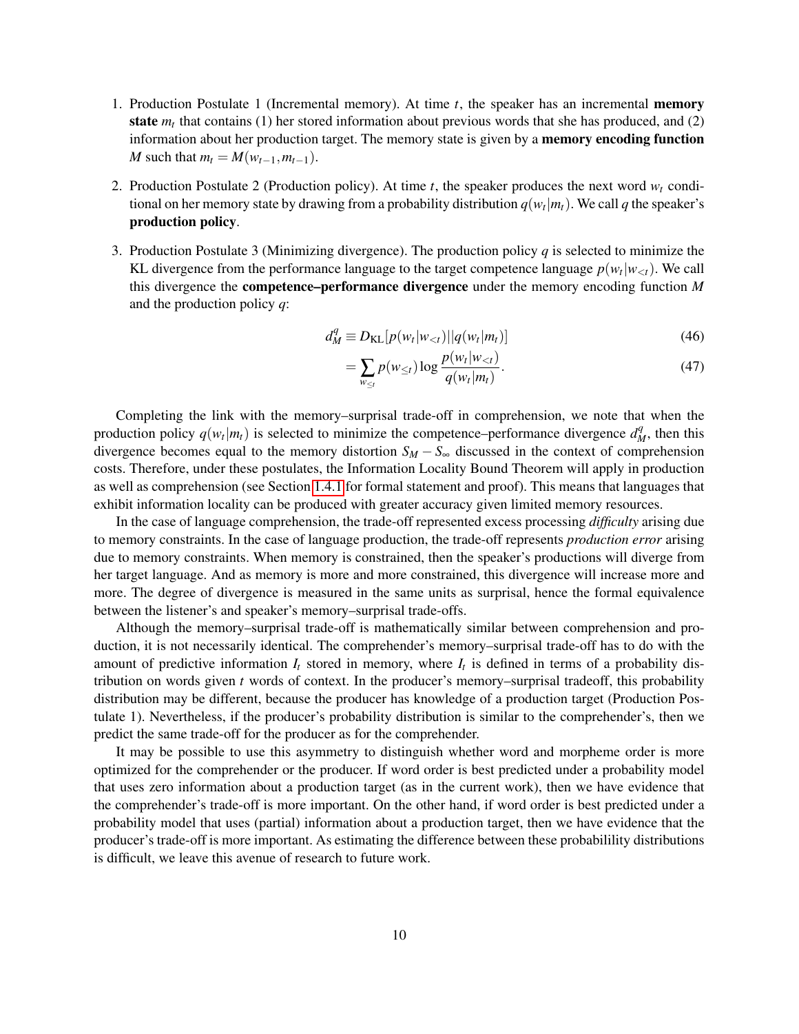1. Production Postulate 1 (Incremental memory). At time $t$, the speaker has an incremental **memory state** $m_t$ that contains (1) her stored information about previous words that she has produced, and (2) information about her production target. The memory state is given by a **memory encoding function** $M$ such that $m_t = M(w_{t-1}, m_{t-1})$.

2. Production Postulate 2 (Production policy). At time $t$, the speaker produces the next word $w_t$ conditional on her memory state by drawing from a probability distribution $q(w_t|m_t)$. We call $q$ the speaker's **production policy**.

3. Production Postulate 3 (Minimizing divergence). The production policy $q$ is selected to minimize the KL divergence from the performance language to the target competence language $p(w_t|w_{<t})$. We call this divergence the **competence–performance divergence** under the memory encoding function $M$ and the production policy $q$:

$$d_M^q \equiv D_{\mathrm{KL}}[p(w_t|w_{<t})||q(w_t|m_t)] \tag{46}$$

$$= \sum_{w_{\leq t}} p(w_{\leq t}) \log \frac{p(w_t|w_{<t})}{q(w_t|m_t)}. \tag{47}$$

Completing the link with the memory–surprisal trade-off in comprehension, we note that when the production policy $q(w_t|m_t)$ is selected to minimize the competence–performance divergence $d_M^q$, then this divergence becomes equal to the memory distortion $S_M - S_\infty$ discussed in the context of comprehension costs. Therefore, under these postulates, the Information Locality Bound Theorem will apply in production as well as comprehension (see Section 1.4.1 for formal statement and proof). This means that languages that exhibit information locality can be produced with greater accuracy given limited memory resources.

In the case of language comprehension, the trade-off represented excess processing *difficulty* arising due to memory constraints. In the case of language production, the trade-off represents *production error* arising due to memory constraints. When memory is constrained, then the speaker's productions will diverge from her target language. And as memory is more and more constrained, this divergence will increase more and more. The degree of divergence is measured in the same units as surprisal, hence the formal equivalence between the listener's and speaker's memory–surprisal trade-offs.

Although the memory–surprisal trade-off is mathematically similar between comprehension and production, it is not necessarily identical. The comprehender's memory–surprisal trade-off has to do with the amount of predictive information $I_t$ stored in memory, where $I_t$ is defined in terms of a probability distribution on words given $t$ words of context. In the producer's memory–surprisal tradeoff, this probability distribution may be different, because the producer has knowledge of a production target (Production Postulate 1). Nevertheless, if the producer's probability distribution is similar to the comprehender's, then we predict the same trade-off for the producer as for the comprehender.

It may be possible to use this asymmetry to distinguish whether word and morpheme order is more optimized for the comprehender or the producer. If word order is best predicted under a probability model that uses zero information about a production target (as in the current work), then we have evidence that the comprehender's trade-off is more important. On the other hand, if word order is best predicted under a probability model that uses (partial) information about a production target, then we have evidence that the producer's trade-off is more important. As estimating the difference between these probabilility distributions is difficult, we leave this avenue of research to future work.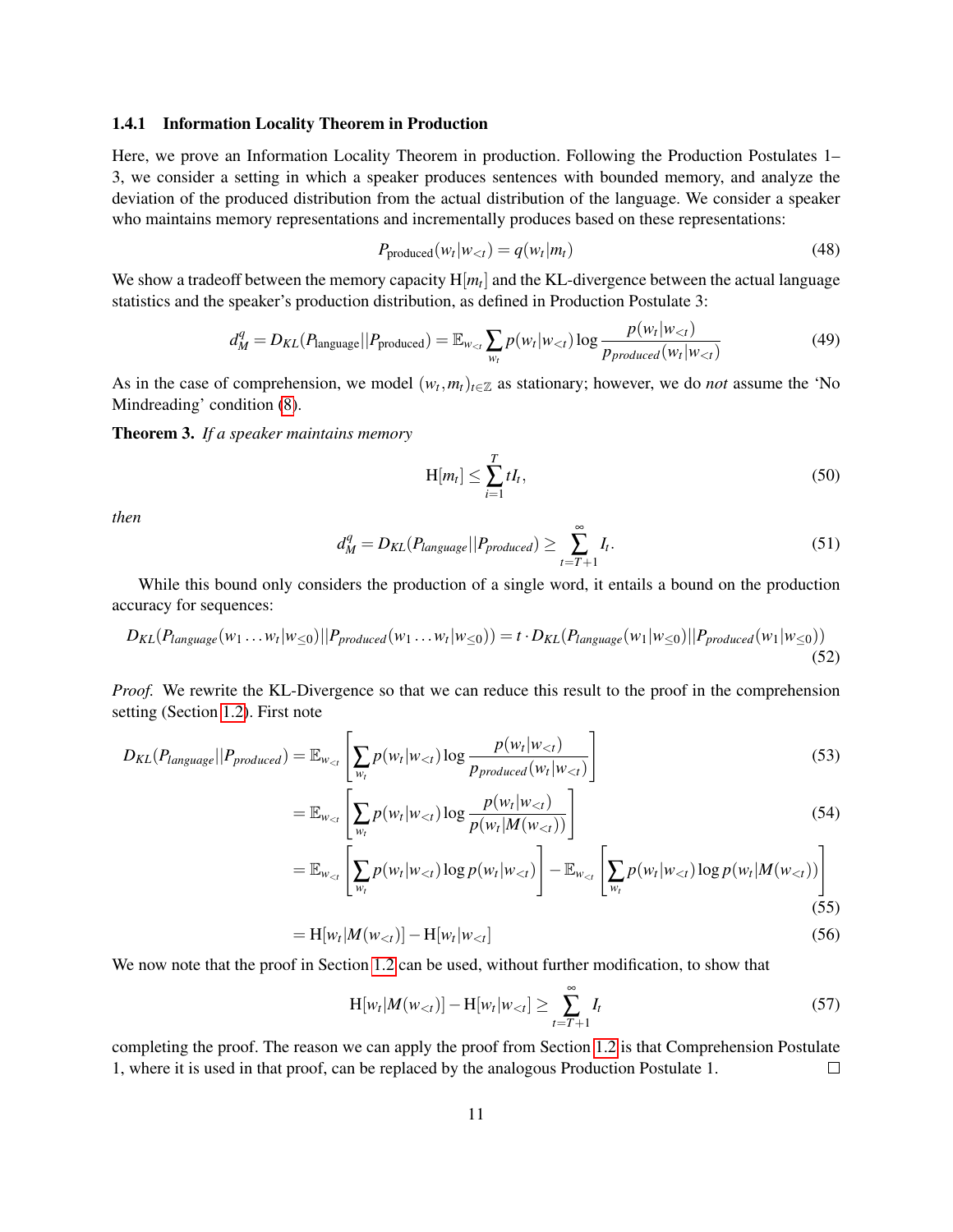### 1.4.1 Information Locality Theorem in Production

Here, we prove an Information Locality Theorem in production. Following the Production Postulates 1–3, we consider a setting in which a speaker produces sentences with bounded memory, and analyze the deviation of the produced distribution from the actual distribution of the language. We consider a speaker who maintains memory representations and incrementally produces based on these representations:

$$P_{\text{produced}}(w_t|w_{<t}) = q(w_t|m_t) \tag{48}$$

We show a tradeoff between the memory capacity $\mathrm{H}[m_t]$ and the KL-divergence between the actual language statistics and the speaker's production distribution, as defined in Production Postulate 3:

$$d_M^q = D_{KL}(P_{\text{language}}||P_{\text{produced}}) = \mathbb{E}_{w_{<t}} \sum_{w_t} p(w_t|w_{<t}) \log \frac{p(w_t|w_{<t})}{p_{produced}(w_t|w_{<t})} \tag{49}$$

As in the case of comprehension, we model $(w_t, m_t)_{t\in\mathbb{Z}}$ as stationary; however, we do *not* assume the 'No Mindreading' condition (8).

**Theorem 3.** *If a speaker maintains memory*

$$\mathrm{H}[m_t] \leq \sum_{i=1}^{T} tI_t, \tag{50}$$

*then*

$$d_M^q = D_{KL}(P_{language}||P_{produced}) \geq \sum_{t=T+1}^{\infty} I_t. \tag{51}$$

While this bound only considers the production of a single word, it entails a bound on the production accuracy for sequences:

$$D_{KL}(P_{language}(w_1 \dots w_t|w_{\leq 0})||P_{produced}(w_1 \dots w_t|w_{\leq 0})) = t \cdot D_{KL}(P_{language}(w_1|w_{\leq 0})||P_{produced}(w_1|w_{\leq 0})) \tag{52}$$

*Proof.* We rewrite the KL-Divergence so that we can reduce this result to the proof in the comprehension setting (Section 1.2). First note

$$D_{KL}(P_{language}||P_{produced}) = \mathbb{E}_{w_{<t}}\left[\sum_{w_t} p(w_t|w_{<t}) \log \frac{p(w_t|w_{<t})}{p_{produced}(w_t|w_{<t})}\right] \tag{53}$$

$$= \mathbb{E}_{w_{<t}}\left[\sum_{w_t} p(w_t|w_{<t}) \log \frac{p(w_t|w_{<t})}{p(w_t|M(w_{<t}))}\right] \tag{54}$$

$$= \mathbb{E}_{w_{<t}}\left[\sum_{w_t} p(w_t|w_{<t}) \log p(w_t|w_{<t})\right] - \mathbb{E}_{w_{<t}}\left[\sum_{w_t} p(w_t|w_{<t}) \log p(w_t|M(w_{<t}))\right] \tag{55}$$

$$= \mathrm{H}[w_t|M(w_{<t})] - \mathrm{H}[w_t|w_{<t}] \tag{56}$$

We now note that the proof in Section 1.2 can be used, without further modification, to show that

$$\mathrm{H}[w_t|M(w_{<t})] - \mathrm{H}[w_t|w_{<t}] \geq \sum_{t=T+1}^{\infty} I_t \tag{57}$$

completing the proof. The reason we can apply the proof from Section 1.2 is that Comprehension Postulate 1, where it is used in that proof, can be replaced by the analogous Production Postulate 1. □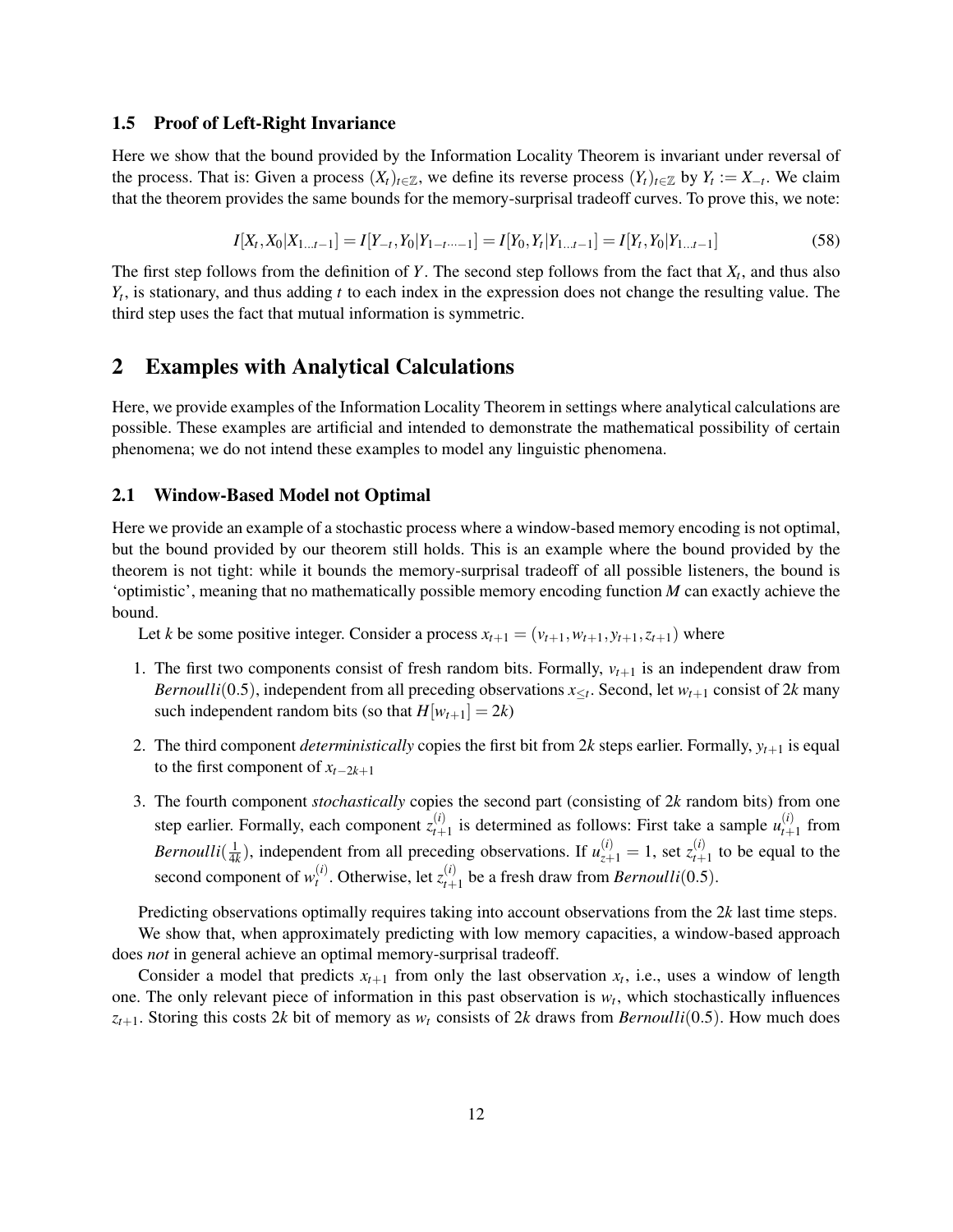### 1.5 Proof of Left-Right Invariance

Here we show that the bound provided by the Information Locality Theorem is invariant under reversal of the process. That is: Given a process $(X_t)_{t\in\mathbb{Z}}$, we define its reverse process $(Y_t)_{t\in\mathbb{Z}}$ by $Y_t := X_{-t}$. We claim that the theorem provides the same bounds for the memory-surprisal tradeoff curves. To prove this, we note:

$$I[X_t, X_0 | X_{1\dots t-1}] = I[Y_{-t}, Y_0 | Y_{1-t \dots -1}] = I[Y_0, Y_t | Y_{1\dots t-1}] = I[Y_t, Y_0 | Y_{1\dots t-1}] \tag{58}$$

The first step follows from the definition of $Y$. The second step follows from the fact that $X_t$, and thus also $Y_t$, is stationary, and thus adding $t$ to each index in the expression does not change the resulting value. The third step uses the fact that mutual information is symmetric.

## 2 Examples with Analytical Calculations

Here, we provide examples of the Information Locality Theorem in settings where analytical calculations are possible. These examples are artificial and intended to demonstrate the mathematical possibility of certain phenomena; we do not intend these examples to model any linguistic phenomena.

### 2.1 Window-Based Model not Optimal

Here we provide an example of a stochastic process where a window-based memory encoding is not optimal, but the bound provided by our theorem still holds. This is an example where the bound provided by the theorem is not tight: while it bounds the memory-surprisal tradeoff of all possible listeners, the bound is 'optimistic', meaning that no mathematically possible memory encoding function $M$ can exactly achieve the bound.

Let $k$ be some positive integer. Consider a process $x_{t+1} = (v_{t+1}, w_{t+1}, y_{t+1}, z_{t+1})$ where

1. The first two components consist of fresh random bits. Formally, $v_{t+1}$ is an independent draw from *Bernoulli*$(0.5)$, independent from all preceding observations $x_{\leq t}$. Second, let $w_{t+1}$ consist of $2k$ many such independent random bits (so that $H[w_{t+1}] = 2k$)
2. The third component *deterministically* copies the first bit from $2k$ steps earlier. Formally, $y_{t+1}$ is equal to the first component of $x_{t-2k+1}$
3. The fourth component *stochastically* copies the second part (consisting of $2k$ random bits) from one step earlier. Formally, each component $z_{t+1}^{(i)}$ is determined as follows: First take a sample $u_{t+1}^{(i)}$ from *Bernoulli*$(\frac{1}{4k})$, independent from all preceding observations. If $u_{z+1}^{(i)} = 1$, set $z_{t+1}^{(i)}$ to be equal to the second component of $w_t^{(i)}$. Otherwise, let $z_{t+1}^{(i)}$ be a fresh draw from *Bernoulli*$(0.5)$.

Predicting observations optimally requires taking into account observations from the $2k$ last time steps.

We show that, when approximately predicting with low memory capacities, a window-based approach does *not* in general achieve an optimal memory-surprisal tradeoff.

Consider a model that predicts $x_{t+1}$ from only the last observation $x_t$, i.e., uses a window of length one. The only relevant piece of information in this past observation is $w_t$, which stochastically influences $z_{t+1}$. Storing this costs $2k$ bit of memory as $w_t$ consists of $2k$ draws from *Bernoulli*$(0.5)$. How much does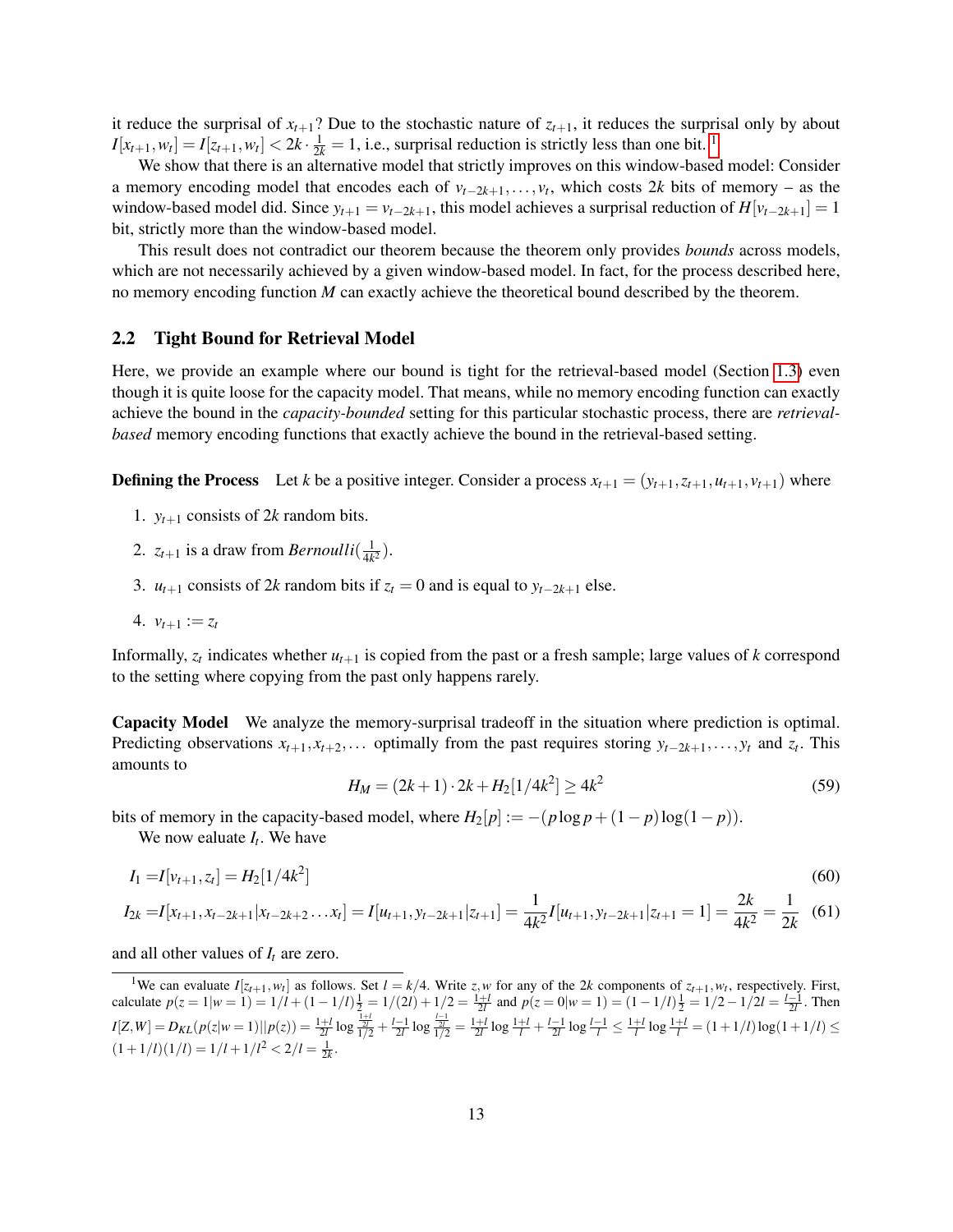it reduce the surprisal of $x_{t+1}$? Due to the stochastic nature of $z_{t+1}$, it reduces the surprisal only by about $I[x_{t+1}, w_t] = I[z_{t+1}, w_t] < 2k \cdot \frac{1}{2k} = 1$, i.e., surprisal reduction is strictly less than one bit. [1]

We show that there is an alternative model that strictly improves on this window-based model: Consider a memory encoding model that encodes each of $v_{t-2k+1}, \dots, v_t$, which costs $2k$ bits of memory – as the window-based model did. Since $y_{t+1} = v_{t-2k+1}$, this model achieves a surprisal reduction of $H[v_{t-2k+1}] = 1$ bit, strictly more than the window-based model.

This result does not contradict our theorem because the theorem only provides *bounds* across models, which are not necessarily achieved by a given window-based model. In fact, for the process described here, no memory encoding function $M$ can exactly achieve the theoretical bound described by the theorem.

## 2.2 Tight Bound for Retrieval Model

Here, we provide an example where our bound is tight for the retrieval-based model (Section 1.3) even though it is quite loose for the capacity model. That means, while no memory encoding function can exactly achieve the bound in the *capacity-bounded* setting for this particular stochastic process, there are *retrieval-based* memory encoding functions that exactly achieve the bound in the retrieval-based setting.

**Defining the Process** Let $k$ be a positive integer. Consider a process $x_{t+1} = (y_{t+1}, z_{t+1}, u_{t+1}, v_{t+1})$ where

1. $y_{t+1}$ consists of $2k$ random bits.
2. $z_{t+1}$ is a draw from *Bernoulli*$(\frac{1}{4k^2})$.
3. $u_{t+1}$ consists of $2k$ random bits if $z_t = 0$ and is equal to $y_{t-2k+1}$ else.
4. $v_{t+1} := z_t$

Informally, $z_t$ indicates whether $u_{t+1}$ is copied from the past or a fresh sample; large values of $k$ correspond to the setting where copying from the past only happens rarely.

**Capacity Model** We analyze the memory-surprisal tradeoff in the situation where prediction is optimal. Predicting observations $x_{t+1}, x_{t+2}, \dots$ optimally from the past requires storing $y_{t-2k+1}, \dots, y_t$ and $z_t$. This amounts to

$$H_M = (2k+1) \cdot 2k + H_2[1/4k^2] \geq 4k^2 \tag{59}$$

bits of memory in the capacity-based model, where $H_2[p] := -(p \log p + (1-p) \log(1-p))$.

We now eualuate $I_t$. We have

$$I_1 = I[v_{t+1}, z_t] = H_2[1/4k^2] \tag{60}$$

$$I_{2k} = I[x_{t+1}, x_{t-2k+1} | x_{t-2k+2} \dots x_t] = I[u_{t+1}, y_{t-2k+1} | z_{t+1}] = \frac{1}{4k^2} I[u_{t+1}, y_{t-2k+1} | z_{t+1} = 1] = \frac{2k}{4k^2} = \frac{1}{2k} \tag{61}$$

and all other values of $I_t$ are zero.

---

[1] We can evaluate $I[z_{t+1}, w_t]$ as follows. Set $l = k/4$. Write $z, w$ for any of the $2k$ components of $z_{t+1}, w_t$, respectively. First, calculate $p(z = 1 | w = 1) = 1/l + (1 - 1/l)\frac{1}{2} = 1/(2l) + 1/2 = \frac{1+l}{2l}$ and $p(z = 0 | w = 1) = (1 - 1/l)\frac{1}{2} = 1/2 - 1/2l = \frac{l-1}{2l}$. Then $I[Z, W] = D_{KL}(p(z|w = 1) || p(z)) = \frac{1+l}{2l} \log \frac{\frac{1+l}{2l}}{1/2} + \frac{l-1}{2l} \log \frac{\frac{l-1}{2l}}{1/2} = \frac{1+l}{2l} \log \frac{1+l}{l} + \frac{l-1}{2l} \log \frac{l-1}{l} \leq \frac{1+l}{l} \log \frac{1+l}{l} = (1 + 1/l) \log(1 + 1/l) \leq (1 + 1/l)(1/l) = 1/l + 1/l^2 < 2/l = \frac{1}{2k}$.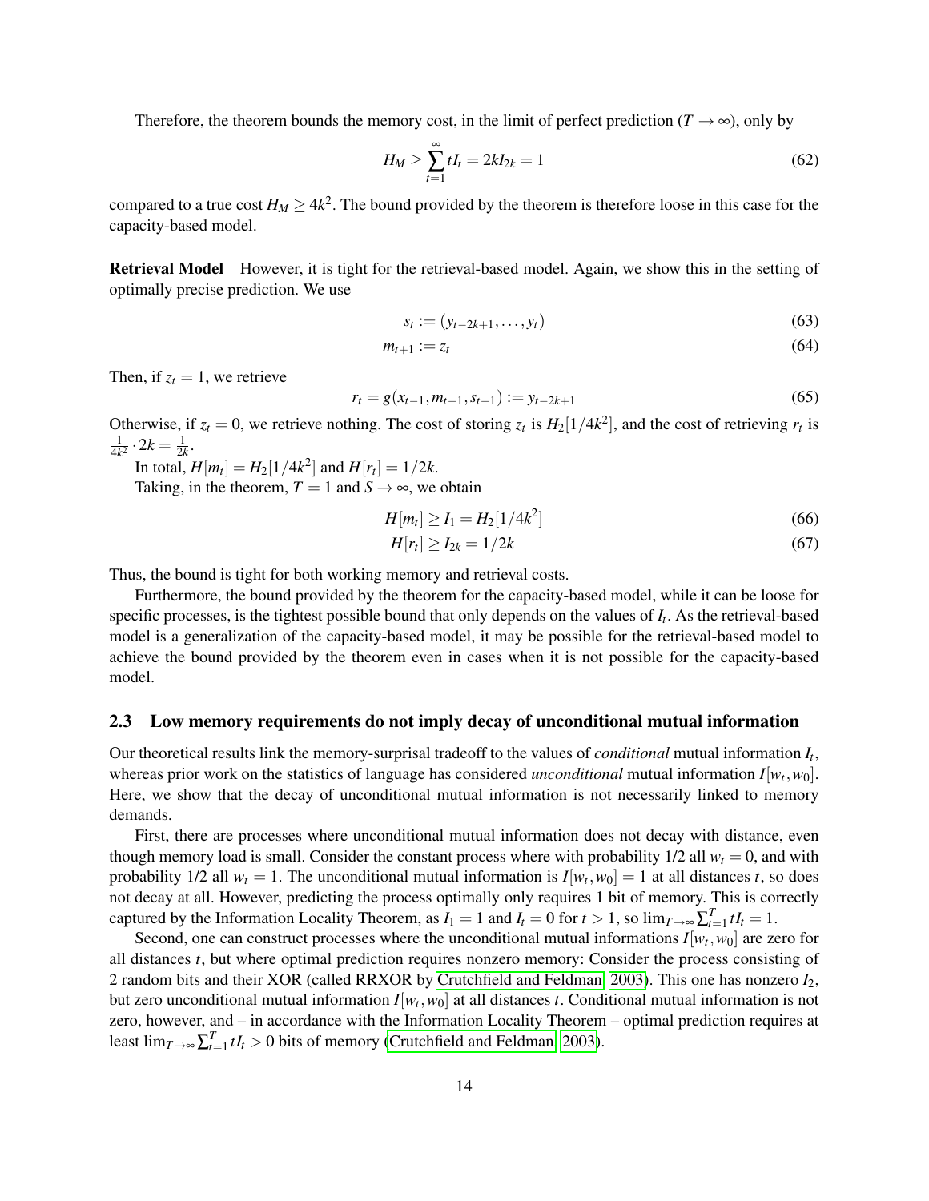Therefore, the theorem bounds the memory cost, in the limit of perfect prediction ($T \to \infty$), only by

$$H_M \geq \sum_{t=1}^{\infty} tI_t = 2kI_{2k} = 1 \tag{62}$$

compared to a true cost $H_M \geq 4k^2$. The bound provided by the theorem is therefore loose in this case for the capacity-based model.

**Retrieval Model** However, it is tight for the retrieval-based model. Again, we show this in the setting of optimally precise prediction. We use

$$s_t := (y_{t-2k+1}, \ldots, y_t) \tag{63}$$

$$m_{t+1} := z_t \tag{64}$$

Then, if $z_t = 1$, we retrieve

$$r_t = g(x_{t-1}, m_{t-1}, s_{t-1}) := y_{t-2k+1} \tag{65}$$

Otherwise, if $z_t = 0$, we retrieve nothing. The cost of storing $z_t$ is $H_2[1/4k^2]$, and the cost of retrieving $r_t$ is $\frac{1}{4k^2} \cdot 2k = \frac{1}{2k}$.

In total, $H[m_t] = H_2[1/4k^2]$ and $H[r_t] = 1/2k$.

Taking, in the theorem, $T = 1$ and $S \to \infty$, we obtain

$$H[m_t] \geq I_1 = H_2[1/4k^2] \tag{66}$$

$$H[r_t] \geq I_{2k} = 1/2k \tag{67}$$

Thus, the bound is tight for both working memory and retrieval costs.

Furthermore, the bound provided by the theorem for the capacity-based model, while it can be loose for specific processes, is the tightest possible bound that only depends on the values of $I_t$. As the retrieval-based model is a generalization of the capacity-based model, it may be possible for the retrieval-based model to achieve the bound provided by the theorem even in cases when it is not possible for the capacity-based model.

## 2.3 Low memory requirements do not imply decay of unconditional mutual information

Our theoretical results link the memory-surprisal tradeoff to the values of *conditional* mutual information $I_t$, whereas prior work on the statistics of language has considered *unconditional* mutual information $I[w_t, w_0]$. Here, we show that the decay of unconditional mutual information is not necessarily linked to memory demands.

First, there are processes where unconditional mutual information does not decay with distance, even though memory load is small. Consider the constant process where with probability 1/2 all $w_t = 0$, and with probability 1/2 all $w_t = 1$. The unconditional mutual information is $I[w_t, w_0] = 1$ at all distances $t$, so does not decay at all. However, predicting the process optimally only requires 1 bit of memory. This is correctly captured by the Information Locality Theorem, as $I_1 = 1$ and $I_t = 0$ for $t > 1$, so $\lim_{T\to\infty} \sum_{t=1}^{T} tI_t = 1$.

Second, one can construct processes where the unconditional mutual informations $I[w_t, w_0]$ are zero for all distances $t$, but where optimal prediction requires nonzero memory: Consider the process consisting of 2 random bits and their XOR (called RRXOR by Crutchfield and Feldman, 2003). This one has nonzero $I_2$, but zero unconditional mutual information $I[w_t, w_0]$ at all distances $t$. Conditional mutual information is not zero, however, and – in accordance with the Information Locality Theorem – optimal prediction requires at least $\lim_{T\to\infty} \sum_{t=1}^{T} tI_t > 0$ bits of memory (Crutchfield and Feldman, 2003).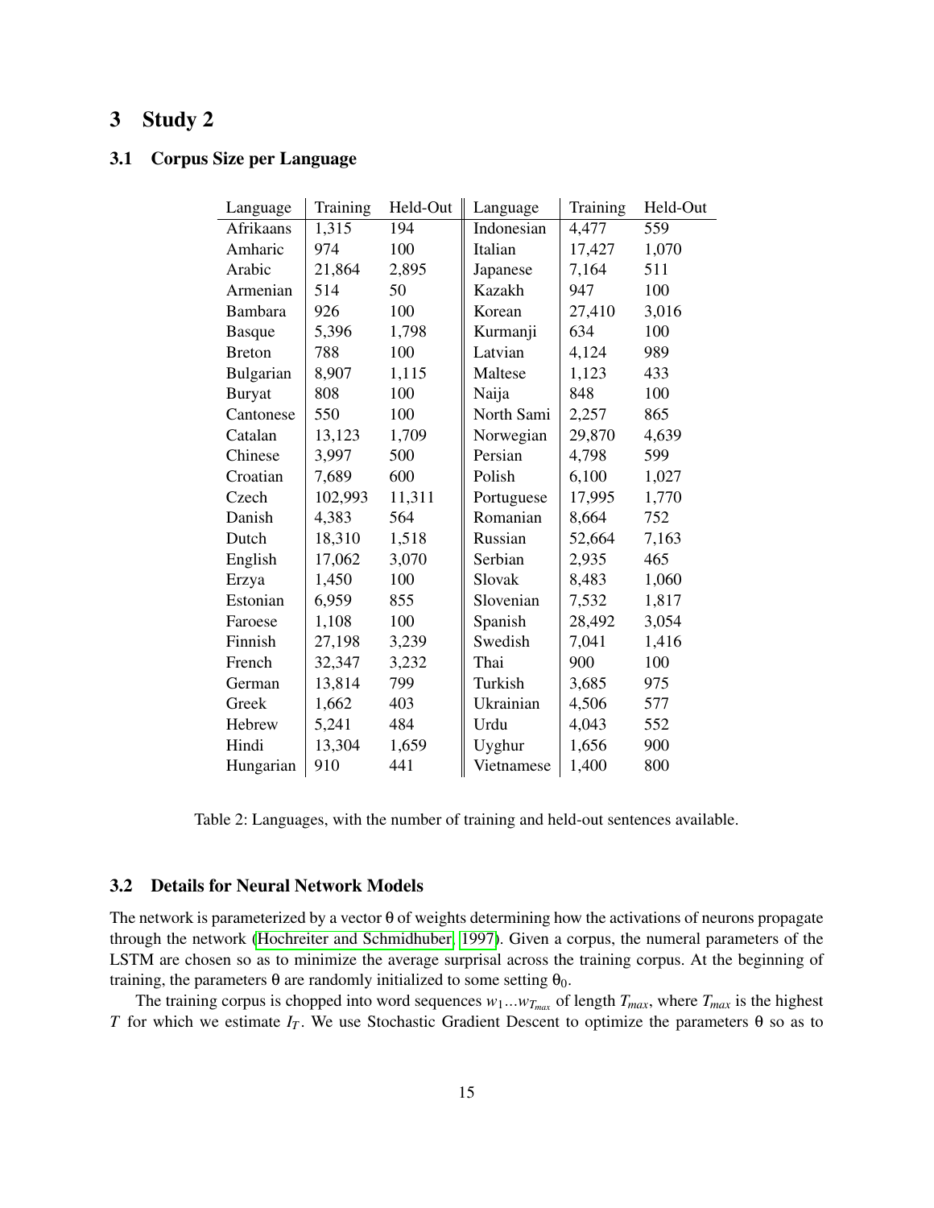# 3 Study 2

## 3.1 Corpus Size per Language

| Language | Training | Held-Out | Language | Training | Held-Out |
|---|---|---|---|---|---|
| Afrikaans | 1,315 | 194 | Indonesian | 4,477 | 559 |
| Amharic | 974 | 100 | Italian | 17,427 | 1,070 |
| Arabic | 21,864 | 2,895 | Japanese | 7,164 | 511 |
| Armenian | 514 | 50 | Kazakh | 947 | 100 |
| Bambara | 926 | 100 | Korean | 27,410 | 3,016 |
| Basque | 5,396 | 1,798 | Kurmanji | 634 | 100 |
| Breton | 788 | 100 | Latvian | 4,124 | 989 |
| Bulgarian | 8,907 | 1,115 | Maltese | 1,123 | 433 |
| Buryat | 808 | 100 | Naija | 848 | 100 |
| Cantonese | 550 | 100 | North Sami | 2,257 | 865 |
| Catalan | 13,123 | 1,709 | Norwegian | 29,870 | 4,639 |
| Chinese | 3,997 | 500 | Persian | 4,798 | 599 |
| Croatian | 7,689 | 600 | Polish | 6,100 | 1,027 |
| Czech | 102,993 | 11,311 | Portuguese | 17,995 | 1,770 |
| Danish | 4,383 | 564 | Romanian | 8,664 | 752 |
| Dutch | 18,310 | 1,518 | Russian | 52,664 | 7,163 |
| English | 17,062 | 3,070 | Serbian | 2,935 | 465 |
| Erzya | 1,450 | 100 | Slovak | 8,483 | 1,060 |
| Estonian | 6,959 | 855 | Slovenian | 7,532 | 1,817 |
| Faroese | 1,108 | 100 | Spanish | 28,492 | 3,054 |
| Finnish | 27,198 | 3,239 | Swedish | 7,041 | 1,416 |
| French | 32,347 | 3,232 | Thai | 900 | 100 |
| German | 13,814 | 799 | Turkish | 3,685 | 975 |
| Greek | 1,662 | 403 | Ukrainian | 4,506 | 577 |
| Hebrew | 5,241 | 484 | Urdu | 4,043 | 552 |
| Hindi | 13,304 | 1,659 | Uyghur | 1,656 | 900 |
| Hungarian | 910 | 441 | Vietnamese | 1,400 | 800 |

Table 2: Languages, with the number of training and held-out sentences available.

## 3.2 Details for Neural Network Models

The network is parameterized by a vector $\theta$ of weights determining how the activations of neurons propagate through the network (Hochreiter and Schmidhuber, 1997). Given a corpus, the numeral parameters of the LSTM are chosen so as to minimize the average surprisal across the training corpus. At the beginning of training, the parameters $\theta$ are randomly initialized to some setting $\theta_0$.

The training corpus is chopped into word sequences $w_1 ... w_{T_{max}}$ of length $T_{max}$, where $T_{max}$ is the highest $T$ for which we estimate $I_T$. We use Stochastic Gradient Descent to optimize the parameters $\theta$ so as to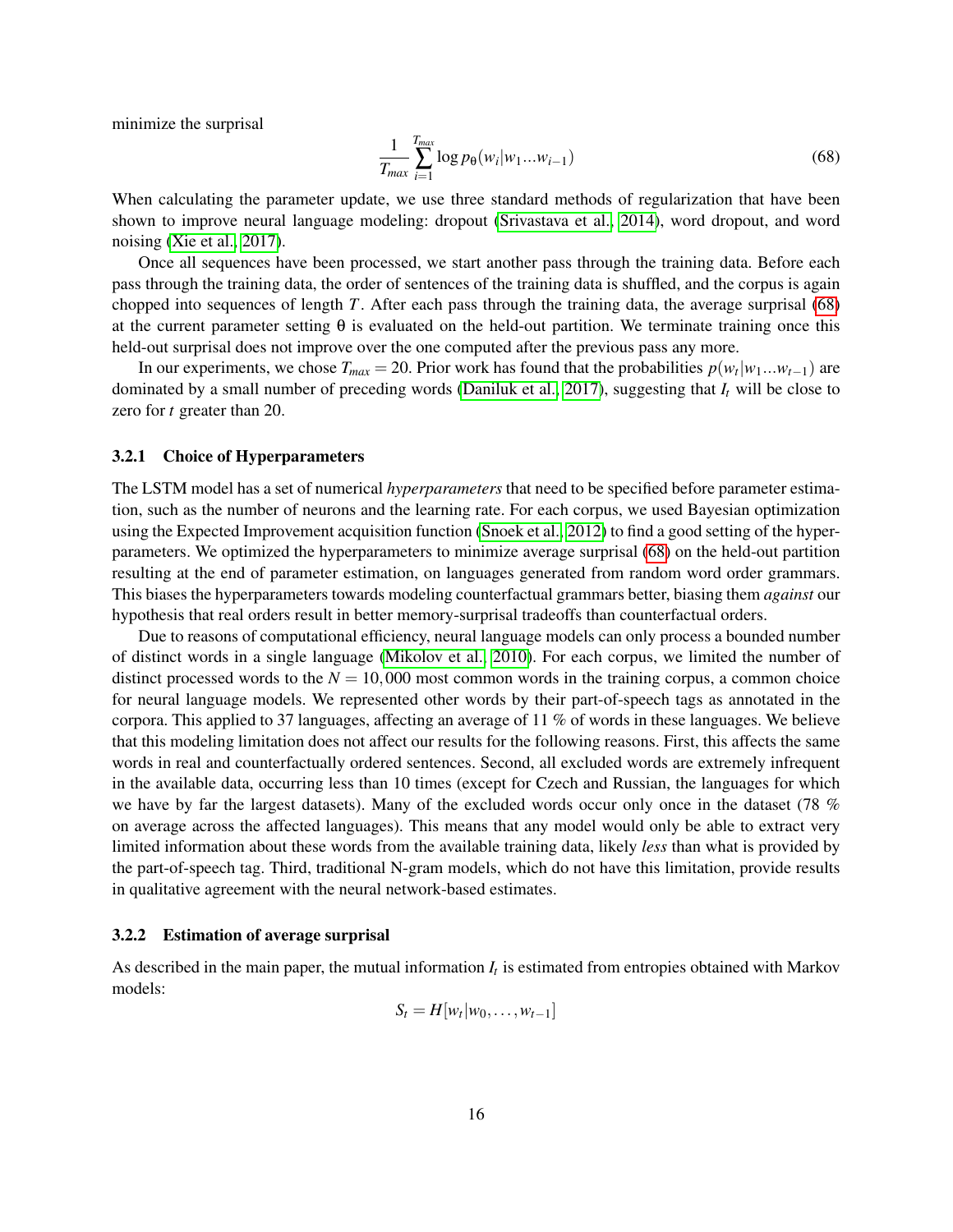minimize the surprisal

$$\frac{1}{T_{max}} \sum_{i=1}^{T_{max}} \log p_\theta(w_i | w_1 ... w_{i-1}) \tag{68}$$

When calculating the parameter update, we use three standard methods of regularization that have been shown to improve neural language modeling: dropout (Srivastava et al., 2014), word dropout, and word noising (Xie et al., 2017).

Once all sequences have been processed, we start another pass through the training data. Before each pass through the training data, the order of sentences of the training data is shuffled, and the corpus is again chopped into sequences of length $T$. After each pass through the training data, the average surprisal (68) at the current parameter setting $\theta$ is evaluated on the held-out partition. We terminate training once this held-out surprisal does not improve over the one computed after the previous pass any more.

In our experiments, we chose $T_{max} = 20$. Prior work has found that the probabilities $p(w_t | w_1 ... w_{t-1})$ are dominated by a small number of preceding words (Daniluk et al., 2017), suggesting that $I_t$ will be close to zero for $t$ greater than 20.

### 3.2.1 Choice of Hyperparameters

The LSTM model has a set of numerical *hyperparameters* that need to be specified before parameter estimation, such as the number of neurons and the learning rate. For each corpus, we used Bayesian optimization using the Expected Improvement acquisition function (Snoek et al., 2012) to find a good setting of the hyperparameters. We optimized the hyperparameters to minimize average surprisal (68) on the held-out partition resulting at the end of parameter estimation, on languages generated from random word order grammars. This biases the hyperparameters towards modeling counterfactual grammars better, biasing them *against* our hypothesis that real orders result in better memory-surprisal tradeoffs than counterfactual orders.

Due to reasons of computational efficiency, neural language models can only process a bounded number of distinct words in a single language (Mikolov et al., 2010). For each corpus, we limited the number of distinct processed words to the $N = 10,000$ most common words in the training corpus, a common choice for neural language models. We represented other words by their part-of-speech tags as annotated in the corpora. This applied to 37 languages, affecting an average of 11 % of words in these languages. We believe that this modeling limitation does not affect our results for the following reasons. First, this affects the same words in real and counterfactually ordered sentences. Second, all excluded words are extremely infrequent in the available data, occurring less than 10 times (except for Czech and Russian, the languages for which we have by far the largest datasets). Many of the excluded words occur only once in the dataset (78 % on average across the affected languages). This means that any model would only be able to extract very limited information about these words from the available training data, likely *less* than what is provided by the part-of-speech tag. Third, traditional N-gram models, which do not have this limitation, provide results in qualitative agreement with the neural network-based estimates.

### 3.2.2 Estimation of average surprisal

As described in the main paper, the mutual information $I_t$ is estimated from entropies obtained with Markov models:

$$S_t = H[w_t | w_0, \dots, w_{t-1}]$$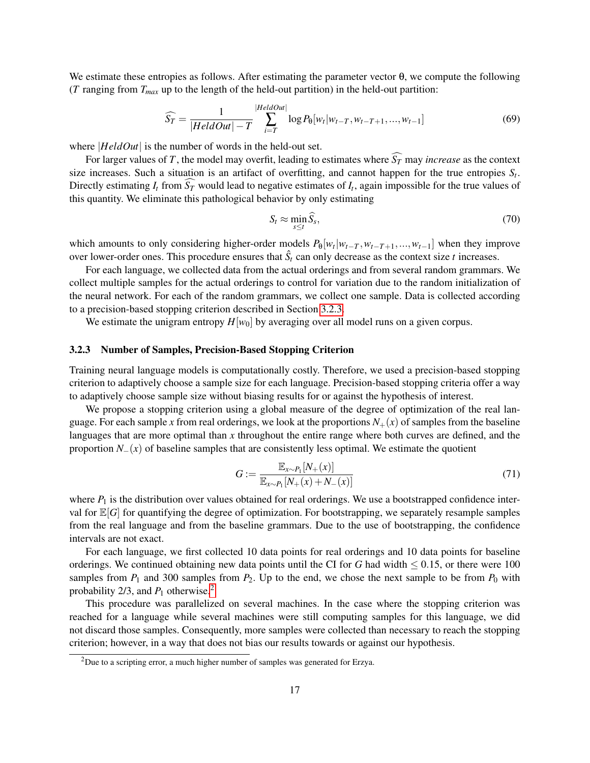We estimate these entropies as follows. After estimating the parameter vector θ, we compute the following ($T$ ranging from $T_{max}$ up to the length of the held-out partition) in the held-out partition:

$$\widehat{S_T} = \frac{1}{|HeldOut| - T} \sum_{i=T}^{|HeldOut|} \log P_\theta[w_t | w_{t-T}, w_{t-T+1}, ..., w_{t-1}] \tag{69}$$

where $|HeldOut|$ is the number of words in the held-out set.

For larger values of $T$, the model may overfit, leading to estimates where $\widehat{S_T}$ may *increase* as the context size increases. Such a situation is an artifact of overfitting, and cannot happen for the true entropies $S_t$. Directly estimating $I_t$ from $\widehat{S_T}$ would lead to negative estimates of $I_t$, again impossible for the true values of this quantity. We eliminate this pathological behavior by only estimating

$$S_t \approx \min_{s \leq t} \widehat{S}_s, \tag{70}$$

which amounts to only considering higher-order models $P_\theta[w_t | w_{t-T}, w_{t-T+1}, ..., w_{t-1}]$ when they improve over lower-order ones. This procedure ensures that $\hat{S}_t$ can only decrease as the context size $t$ increases.

For each language, we collected data from the actual orderings and from several random grammars. We collect multiple samples for the actual orderings to control for variation due to the random initialization of the neural network. For each of the random grammars, we collect one sample. Data is collected according to a precision-based stopping criterion described in Section 3.2.3.

We estimate the unigram entropy $H[w_0]$ by averaging over all model runs on a given corpus.

### 3.2.3 Number of Samples, Precision-Based Stopping Criterion

Training neural language models is computationally costly. Therefore, we used a precision-based stopping criterion to adaptively choose a sample size for each language. Precision-based stopping criteria offer a way to adaptively choose sample size without biasing results for or against the hypothesis of interest.

We propose a stopping criterion using a global measure of the degree of optimization of the real language. For each sample $x$ from real orderings, we look at the proportions $N_+(x)$ of samples from the baseline languages that are more optimal than $x$ throughout the entire range where both curves are defined, and the proportion $N_-(x)$ of baseline samples that are consistently less optimal. We estimate the quotient

$$G := \frac{\mathbb{E}_{x \sim P_1}[N_+(x)]}{\mathbb{E}_{x \sim P_1}[N_+(x) + N_-(x)]} \tag{71}$$

where $P_1$ is the distribution over values obtained for real orderings. We use a bootstrapped confidence interval for $\mathbb{E}[G]$ for quantifying the degree of optimization. For bootstrapping, we separately resample samples from the real language and from the baseline grammars. Due to the use of bootstrapping, the confidence intervals are not exact.

For each language, we first collected 10 data points for real orderings and 10 data points for baseline orderings. We continued obtaining new data points until the CI for $G$ had width $\leq 0.15$, or there were 100 samples from $P_1$ and 300 samples from $P_2$. Up to the end, we chose the next sample to be from $P_0$ with probability 2/3, and $P_1$ otherwise.[2]

This procedure was parallelized on several machines. In the case where the stopping criterion was reached for a language while several machines were still computing samples for this language, we did not discard those samples. Consequently, more samples were collected than necessary to reach the stopping criterion; however, in a way that does not bias our results towards or against our hypothesis.

[2] Due to a scripting error, a much higher number of samples was generated for Erzya.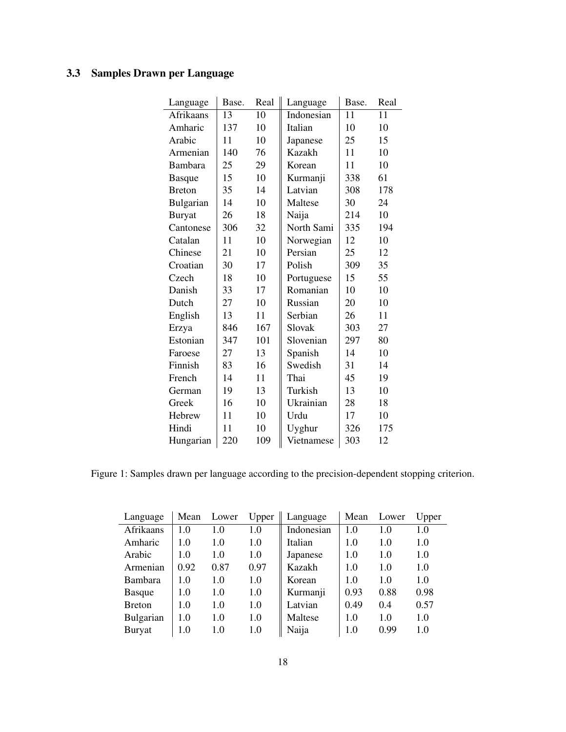### 3.3 Samples Drawn per Language

| Language | Base. | Real | Language | Base. | Real |
|---|---|---|---|---|---|
| Afrikaans | 13 | 10 | Indonesian | 11 | 11 |
| Amharic | 137 | 10 | Italian | 10 | 10 |
| Arabic | 11 | 10 | Japanese | 25 | 15 |
| Armenian | 140 | 76 | Kazakh | 11 | 10 |
| Bambara | 25 | 29 | Korean | 11 | 10 |
| Basque | 15 | 10 | Kurmanji | 338 | 61 |
| Breton | 35 | 14 | Latvian | 308 | 178 |
| Bulgarian | 14 | 10 | Maltese | 30 | 24 |
| Buryat | 26 | 18 | Naija | 214 | 10 |
| Cantonese | 306 | 32 | North Sami | 335 | 194 |
| Catalan | 11 | 10 | Norwegian | 12 | 10 |
| Chinese | 21 | 10 | Persian | 25 | 12 |
| Croatian | 30 | 17 | Polish | 309 | 35 |
| Czech | 18 | 10 | Portuguese | 15 | 55 |
| Danish | 33 | 17 | Romanian | 10 | 10 |
| Dutch | 27 | 10 | Russian | 20 | 10 |
| English | 13 | 11 | Serbian | 26 | 11 |
| Erzya | 846 | 167 | Slovak | 303 | 27 |
| Estonian | 347 | 101 | Slovenian | 297 | 80 |
| Faroese | 27 | 13 | Spanish | 14 | 10 |
| Finnish | 83 | 16 | Swedish | 31 | 14 |
| French | 14 | 11 | Thai | 45 | 19 |
| German | 19 | 13 | Turkish | 13 | 10 |
| Greek | 16 | 10 | Ukrainian | 28 | 18 |
| Hebrew | 11 | 10 | Urdu | 17 | 10 |
| Hindi | 11 | 10 | Uyghur | 326 | 175 |
| Hungarian | 220 | 109 | Vietnamese | 303 | 12 |

Figure 1: Samples drawn per language according to the precision-dependent stopping criterion.

| Language | Mean | Lower | Upper | Language | Mean | Lower | Upper |
|---|---|---|---|---|---|---|---|
| Afrikaans | 1.0 | 1.0 | 1.0 | Indonesian | 1.0 | 1.0 | 1.0 |
| Amharic | 1.0 | 1.0 | 1.0 | Italian | 1.0 | 1.0 | 1.0 |
| Arabic | 1.0 | 1.0 | 1.0 | Japanese | 1.0 | 1.0 | 1.0 |
| Armenian | 0.92 | 0.87 | 0.97 | Kazakh | 1.0 | 1.0 | 1.0 |
| Bambara | 1.0 | 1.0 | 1.0 | Korean | 1.0 | 1.0 | 1.0 |
| Basque | 1.0 | 1.0 | 1.0 | Kurmanji | 0.93 | 0.88 | 0.98 |
| Breton | 1.0 | 1.0 | 1.0 | Latvian | 0.49 | 0.4 | 0.57 |
| Bulgarian | 1.0 | 1.0 | 1.0 | Maltese | 1.0 | 1.0 | 1.0 |
| Buryat | 1.0 | 1.0 | 1.0 | Naija | 1.0 | 0.99 | 1.0 |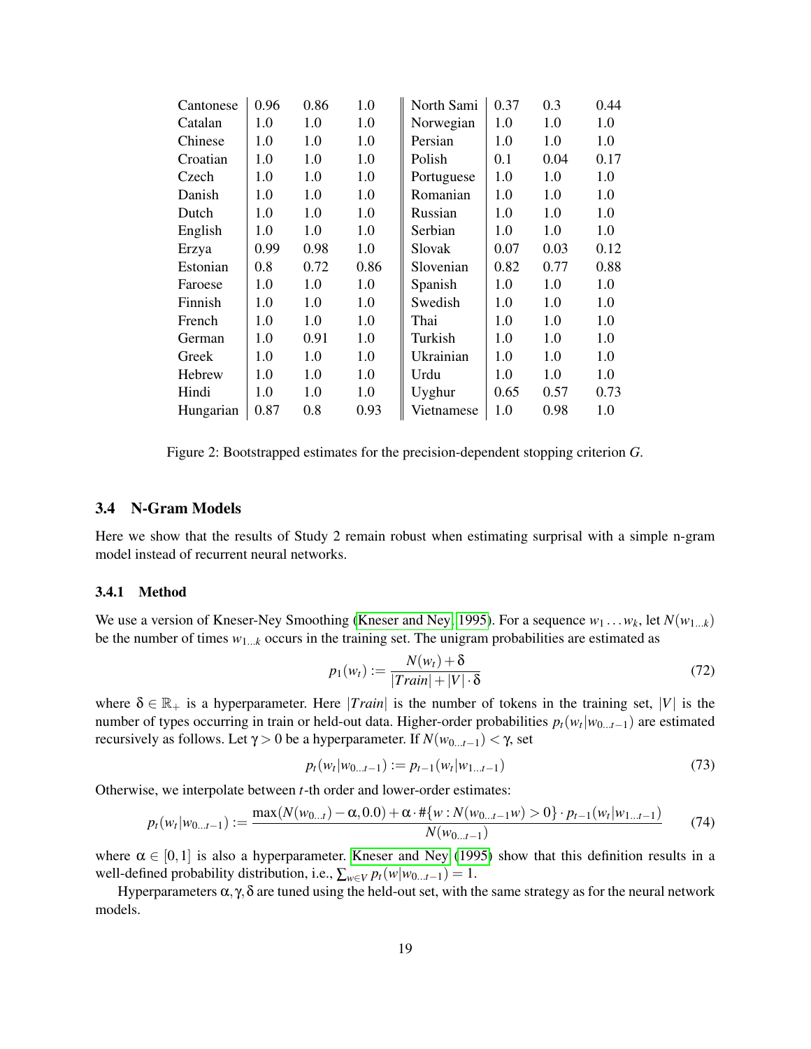| Cantonese | 0.96 | 0.86 | 1.0 | North Sami | 0.37 | 0.3 | 0.44 |
|---|---|---|---|---|---|---|---|
| Catalan | 1.0 | 1.0 | 1.0 | Norwegian | 1.0 | 1.0 | 1.0 |
| Chinese | 1.0 | 1.0 | 1.0 | Persian | 1.0 | 1.0 | 1.0 |
| Croatian | 1.0 | 1.0 | 1.0 | Polish | 0.1 | 0.04 | 0.17 |
| Czech | 1.0 | 1.0 | 1.0 | Portuguese | 1.0 | 1.0 | 1.0 |
| Danish | 1.0 | 1.0 | 1.0 | Romanian | 1.0 | 1.0 | 1.0 |
| Dutch | 1.0 | 1.0 | 1.0 | Russian | 1.0 | 1.0 | 1.0 |
| English | 1.0 | 1.0 | 1.0 | Serbian | 1.0 | 1.0 | 1.0 |
| Erzya | 0.99 | 0.98 | 1.0 | Slovak | 0.07 | 0.03 | 0.12 |
| Estonian | 0.8 | 0.72 | 0.86 | Slovenian | 0.82 | 0.77 | 0.88 |
| Faroese | 1.0 | 1.0 | 1.0 | Spanish | 1.0 | 1.0 | 1.0 |
| Finnish | 1.0 | 1.0 | 1.0 | Swedish | 1.0 | 1.0 | 1.0 |
| French | 1.0 | 1.0 | 1.0 | Thai | 1.0 | 1.0 | 1.0 |
| German | 1.0 | 0.91 | 1.0 | Turkish | 1.0 | 1.0 | 1.0 |
| Greek | 1.0 | 1.0 | 1.0 | Ukrainian | 1.0 | 1.0 | 1.0 |
| Hebrew | 1.0 | 1.0 | 1.0 | Urdu | 1.0 | 1.0 | 1.0 |
| Hindi | 1.0 | 1.0 | 1.0 | Uyghur | 0.65 | 0.57 | 0.73 |
| Hungarian | 0.87 | 0.8 | 0.93 | Vietnamese | 1.0 | 0.98 | 1.0 |

Figure 2: Bootstrapped estimates for the precision-dependent stopping criterion $G$.

### 3.4 N-Gram Models

Here we show that the results of Study 2 remain robust when estimating surprisal with a simple n-gram model instead of recurrent neural networks.

#### 3.4.1 Method

We use a version of Kneser-Ney Smoothing (Kneser and Ney, 1995). For a sequence $w_1 \dots w_k$, let $N(w_{1\dots k})$ be the number of times $w_{1\dots k}$ occurs in the training set. The unigram probabilities are estimated as

$$p_1(w_t) := \frac{N(w_t) + \delta}{|Train| + |V| \cdot \delta} \tag{72}$$

where $\delta \in \mathbb{R}_+$ is a hyperparameter. Here $|Train|$ is the number of tokens in the training set, $|V|$ is the number of types occurring in train or held-out data. Higher-order probabilities $p_t(w_t|w_{0\dots t-1})$ are estimated recursively as follows. Let $\gamma > 0$ be a hyperparameter. If $N(w_{0\dots t-1}) < \gamma$, set

$$p_t(w_t|w_{0\dots t-1}) := p_{t-1}(w_t|w_{1\dots t-1}) \tag{73}$$

Otherwise, we interpolate between $t$-th order and lower-order estimates:

$$p_t(w_t|w_{0\dots t-1}) := \frac{\max(N(w_{0\dots t}) - \alpha, 0.0) + \alpha \cdot \#\{w : N(w_{0\dots t-1}w) > 0\} \cdot p_{t-1}(w_t|w_{1\dots t-1})}{N(w_{0\dots t-1})} \tag{74}$$

where $\alpha \in [0, 1]$ is also a hyperparameter. Kneser and Ney (1995) show that this definition results in a well-defined probability distribution, i.e., $\sum_{w \in V} p_t(w|w_{0\dots t-1}) = 1$.

Hyperparameters $\alpha, \gamma, \delta$ are tuned using the held-out set, with the same strategy as for the neural network models.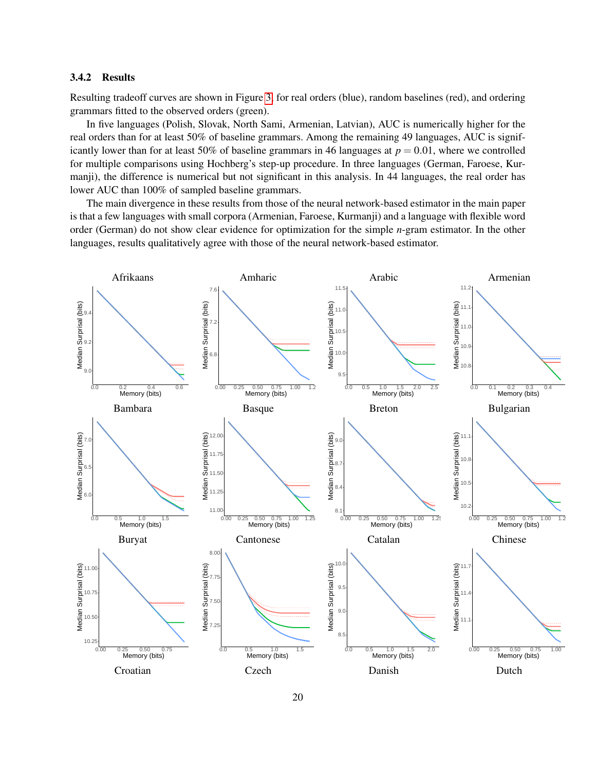### 3.4.2 Results

Resulting tradeoff curves are shown in Figure 3 for real orders (blue), random baselines (red), and ordering grammars fitted to the observed orders (green).

In five languages (Polish, Slovak, North Sami, Armenian, Latvian), AUC is numerically higher for the real orders than for at least 50% of baseline grammars. Among the remaining 49 languages, AUC is significantly lower than for at least 50% of baseline grammars in 46 languages at $p = 0.01$, where we controlled for multiple comparisons using Hochberg's step-up procedure. In three languages (German, Faroese, Kurmanji), the difference is numerical but not significant in this analysis. In 44 languages, the real order has lower AUC than 100% of sampled baseline grammars.

The main divergence in these results from those of the neural network-based estimator in the main paper is that a few languages with small corpora (Armenian, Faroese, Kurmanji) and a language with flexible word order (German) do not show clear evidence for optimization for the simple $n$-gram estimator. In the other languages, results qualitatively agree with those of the neural network-based estimator.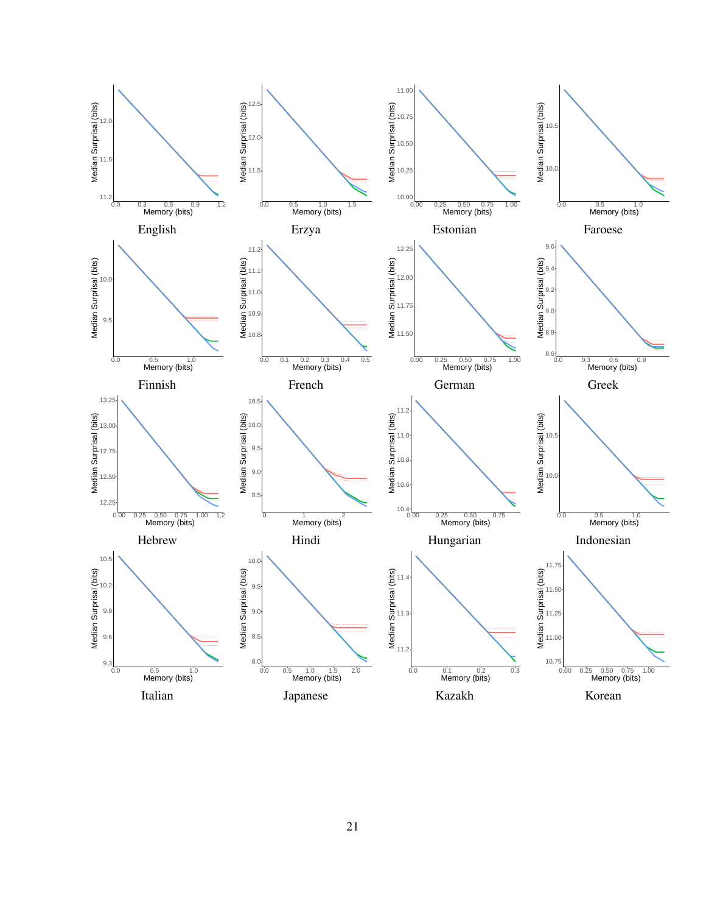English

Erzya

Estonian

Faroese

Finnish

French

German

Greek

Hebrew

Hindi

Hungarian

Indonesian

Italian

Japanese

Kazakh

Korean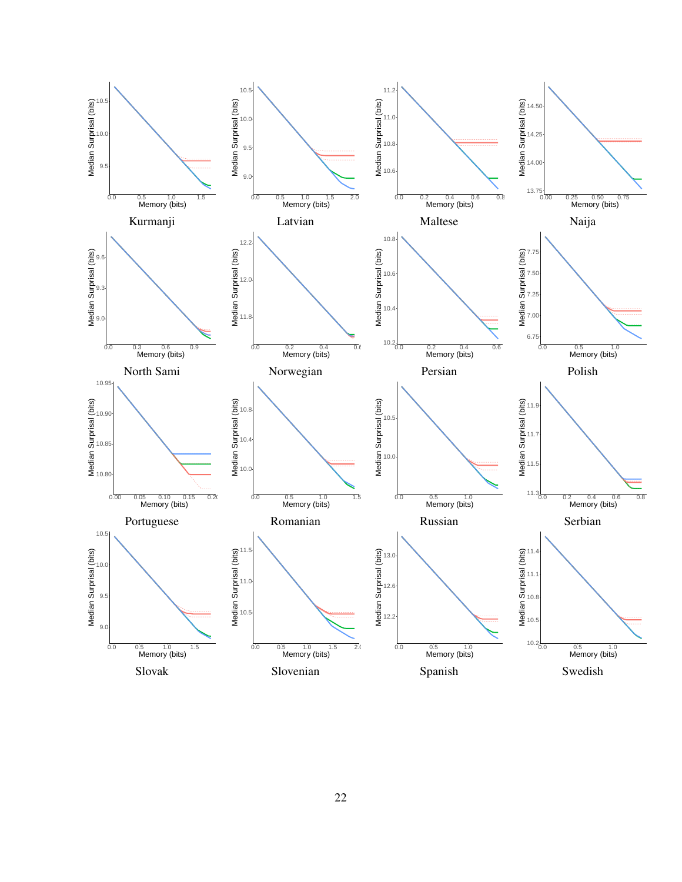Kurmanji

Latvian

Maltese

Naija

North Sami

Norwegian

Persian

Polish

Portuguese

Romanian

Russian

Serbian

Slovak

Slovenian

Spanish

Swedish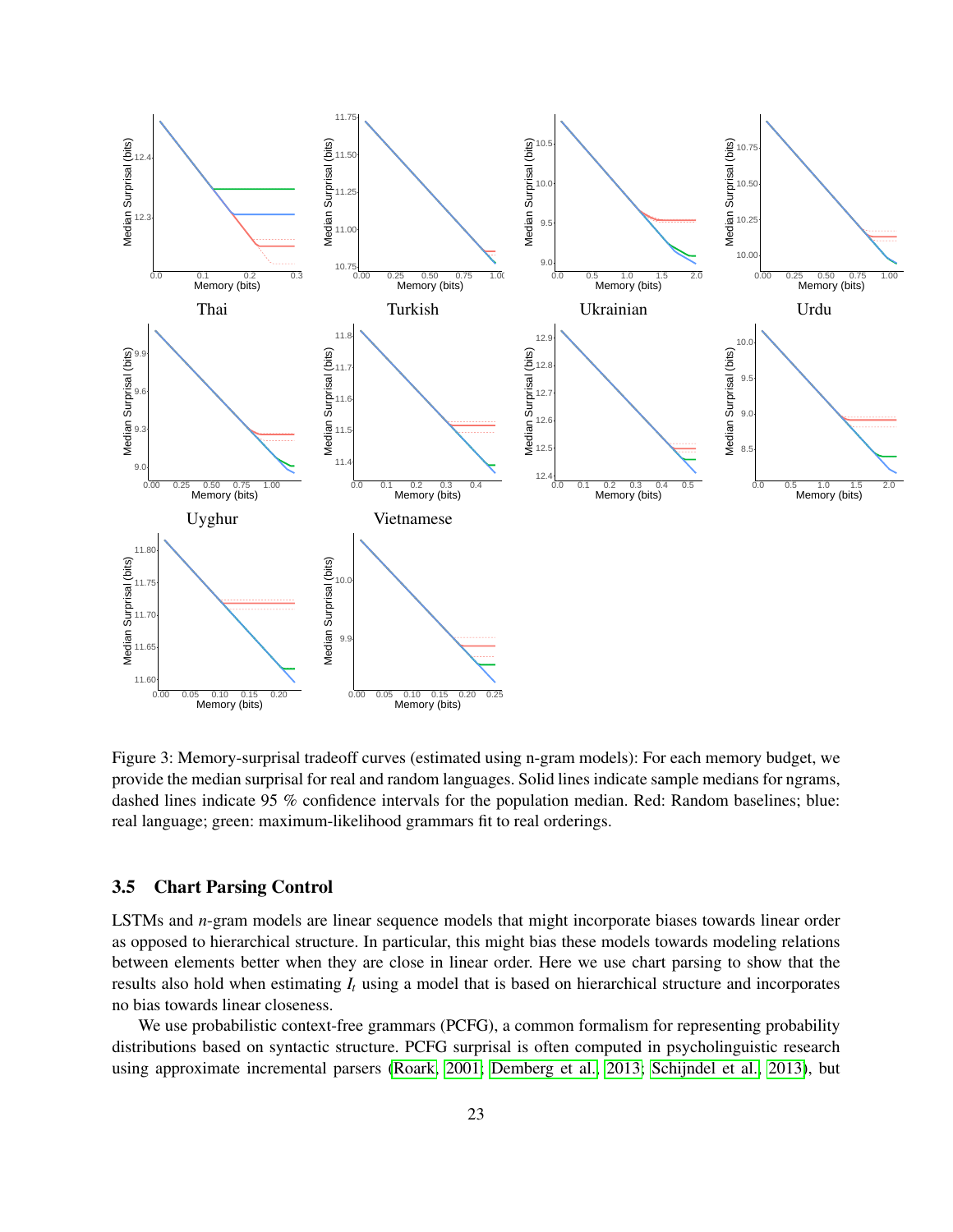Figure 3: Memory-surprisal tradeoff curves (estimated using n-gram models): For each memory budget, we provide the median surprisal for real and random languages. Solid lines indicate sample medians for ngrams, dashed lines indicate 95 % confidence intervals for the population median. Red: Random baselines; blue: real language; green: maximum-likelihood grammars fit to real orderings.

### 3.5 Chart Parsing Control

LSTMs and *n*-gram models are linear sequence models that might incorporate biases towards linear order as opposed to hierarchical structure. In particular, this might bias these models towards modeling relations between elements better when they are close in linear order. Here we use chart parsing to show that the results also hold when estimating $I_t$ using a model that is based on hierarchical structure and incorporates no bias towards linear closeness.

We use probabilistic context-free grammars (PCFG), a common formalism for representing probability distributions based on syntactic structure. PCFG surprisal is often computed in psycholinguistic research using approximate incremental parsers (Roark, 2001; Demberg et al., 2013; Schijndel et al., 2013), but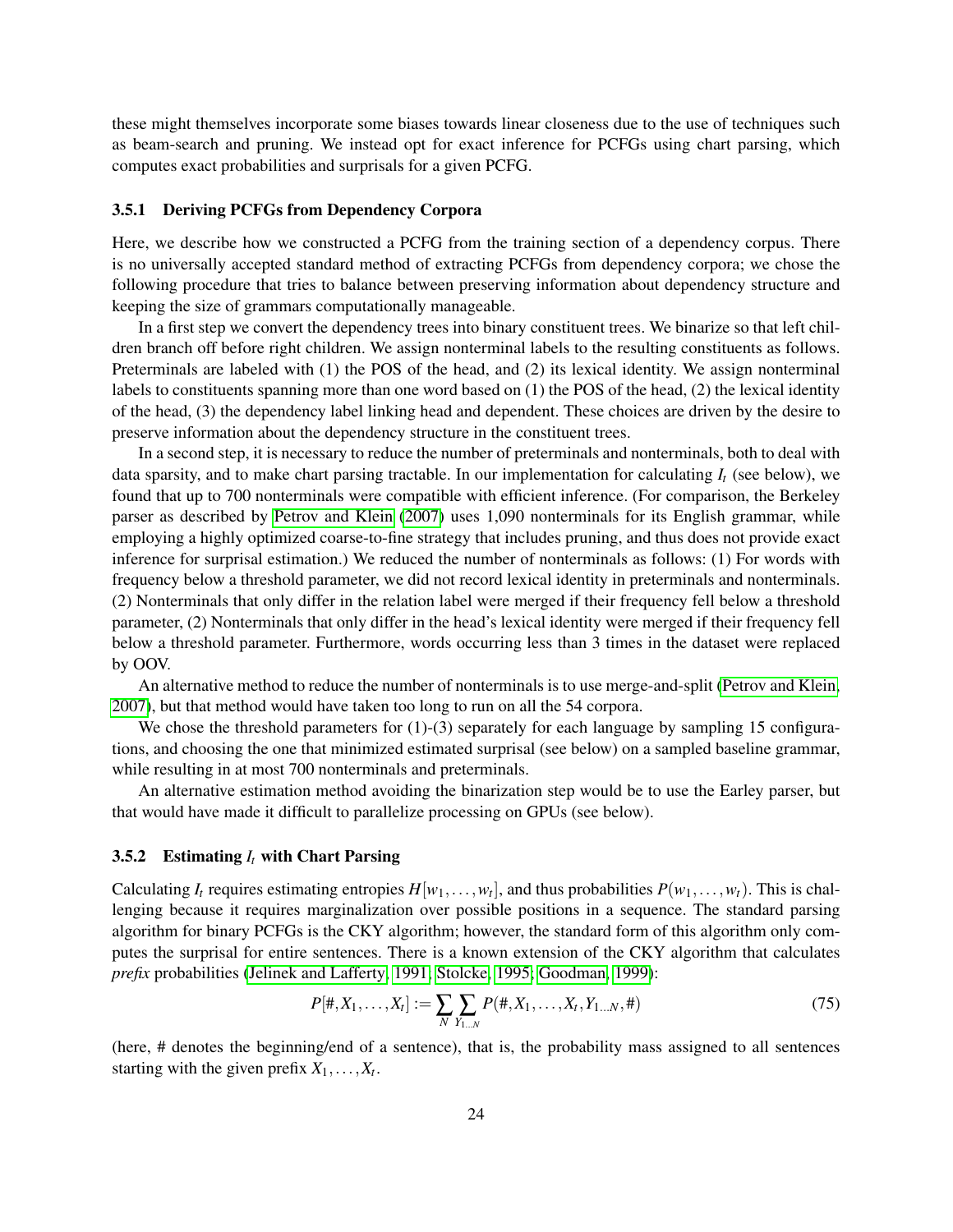these might themselves incorporate some biases towards linear closeness due to the use of techniques such as beam-search and pruning. We instead opt for exact inference for PCFGs using chart parsing, which computes exact probabilities and surprisals for a given PCFG.

### 3.5.1 Deriving PCFGs from Dependency Corpora

Here, we describe how we constructed a PCFG from the training section of a dependency corpus. There is no universally accepted standard method of extracting PCFGs from dependency corpora; we chose the following procedure that tries to balance between preserving information about dependency structure and keeping the size of grammars computationally manageable.

In a first step we convert the dependency trees into binary constituent trees. We binarize so that left children branch off before right children. We assign nonterminal labels to the resulting constituents as follows. Preterminals are labeled with (1) the POS of the head, and (2) its lexical identity. We assign nonterminal labels to constituents spanning more than one word based on (1) the POS of the head, (2) the lexical identity of the head, (3) the dependency label linking head and dependent. These choices are driven by the desire to preserve information about the dependency structure in the constituent trees.

In a second step, it is necessary to reduce the number of preterminals and nonterminals, both to deal with data sparsity, and to make chart parsing tractable. In our implementation for calculating $I_t$ (see below), we found that up to 700 nonterminals were compatible with efficient inference. (For comparison, the Berkeley parser as described by Petrov and Klein (2007) uses 1,090 nonterminals for its English grammar, while employing a highly optimized coarse-to-fine strategy that includes pruning, and thus does not provide exact inference for surprisal estimation.) We reduced the number of nonterminals as follows: (1) For words with frequency below a threshold parameter, we did not record lexical identity in preterminals and nonterminals. (2) Nonterminals that only differ in the relation label were merged if their frequency fell below a threshold parameter, (2) Nonterminals that only differ in the head's lexical identity were merged if their frequency fell below a threshold parameter. Furthermore, words occurring less than 3 times in the dataset were replaced by OOV.

An alternative method to reduce the number of nonterminals is to use merge-and-split (Petrov and Klein, 2007), but that method would have taken too long to run on all the 54 corpora.

We chose the threshold parameters for (1)-(3) separately for each language by sampling 15 configurations, and choosing the one that minimized estimated surprisal (see below) on a sampled baseline grammar, while resulting in at most 700 nonterminals and preterminals.

An alternative estimation method avoiding the binarization step would be to use the Earley parser, but that would have made it difficult to parallelize processing on GPUs (see below).

### 3.5.2 Estimating $I_t$ with Chart Parsing

Calculating $I_t$ requires estimating entropies $H[w_1, \ldots, w_t]$, and thus probabilities $P(w_1, \ldots, w_t)$. This is challenging because it requires marginalization over possible positions in a sequence. The standard parsing algorithm for binary PCFGs is the CKY algorithm; however, the standard form of this algorithm only computes the surprisal for entire sentences. There is a known extension of the CKY algorithm that calculates *prefix* probabilities (Jelinek and Lafferty, 1991; Stolcke, 1995; Goodman, 1999):

$$P[\#, X_1, \ldots, X_t] := \sum_N \sum_{Y_{1 \ldots N}} P(\#, X_1, \ldots, X_t, Y_{1 \ldots N}, \#) \tag{75}$$

(here, # denotes the beginning/end of a sentence), that is, the probability mass assigned to all sentences starting with the given prefix $X_1, \ldots, X_t$.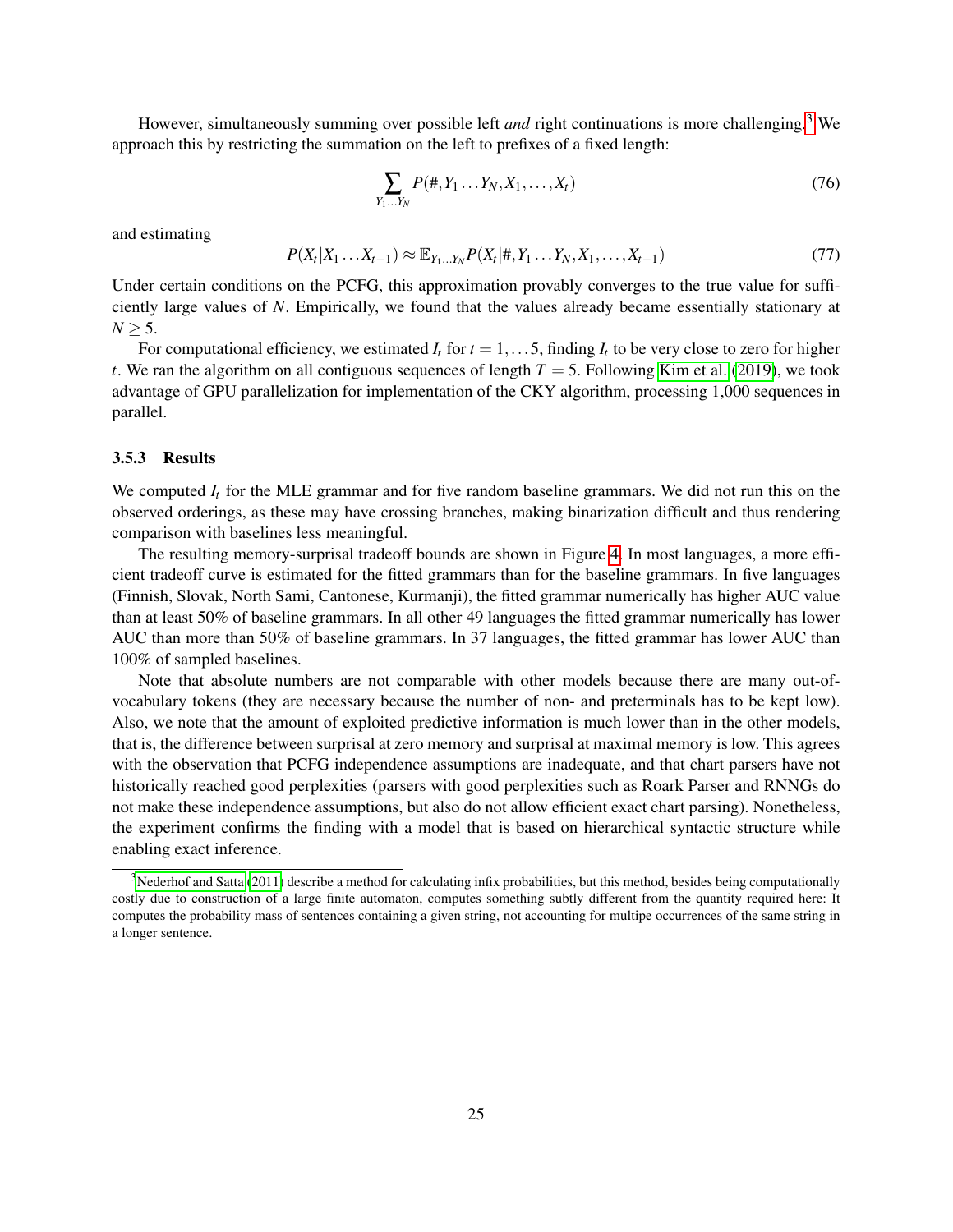However, simultaneously summing over possible left *and* right continuations is more challenging.[3] We approach this by restricting the summation on the left to prefixes of a fixed length:

$$\sum_{Y_1 \dots Y_N} P(\#, Y_1 \dots Y_N, X_1, \dots, X_t) \tag{76}$$

and estimating

$$P(X_t | X_1 \dots X_{t-1}) \approx \mathbb{E}_{Y_1 \dots Y_N} P(X_t | \#, Y_1 \dots Y_N, X_1, \dots, X_{t-1}) \tag{77}$$

Under certain conditions on the PCFG, this approximation provably converges to the true value for sufficiently large values of $N$. Empirically, we found that the values already became essentially stationary at $N \geq 5$.

For computational efficiency, we estimated $I_t$ for $t = 1, \dots 5$, finding $I_t$ to be very close to zero for higher $t$. We ran the algorithm on all contiguous sequences of length $T = 5$. Following Kim et al. (2019), we took advantage of GPU parallelization for implementation of the CKY algorithm, processing 1,000 sequences in parallel.

### 3.5.3 Results

We computed $I_t$ for the MLE grammar and for five random baseline grammars. We did not run this on the observed orderings, as these may have crossing branches, making binarization difficult and thus rendering comparison with baselines less meaningful.

The resulting memory-surprisal tradeoff bounds are shown in Figure 4. In most languages, a more efficient tradeoff curve is estimated for the fitted grammars than for the baseline grammars. In five languages (Finnish, Slovak, North Sami, Cantonese, Kurmanji), the fitted grammar numerically has higher AUC value than at least 50% of baseline grammars. In all other 49 languages the fitted grammar numerically has lower AUC than more than 50% of baseline grammars. In 37 languages, the fitted grammar has lower AUC than 100% of sampled baselines.

Note that absolute numbers are not comparable with other models because there are many out-of-vocabulary tokens (they are necessary because the number of non- and preterminals has to be kept low). Also, we note that the amount of exploited predictive information is much lower than in the other models, that is, the difference between surprisal at zero memory and surprisal at maximal memory is low. This agrees with the observation that PCFG independence assumptions are inadequate, and that chart parsers have not historically reached good perplexities (parsers with good perplexities such as Roark Parser and RNNGs do not make these independence assumptions, but also do not allow efficient exact chart parsing). Nonetheless, the experiment confirms the finding with a model that is based on hierarchical syntactic structure while enabling exact inference.

[3] Nederhof and Satta (2011) describe a method for calculating infix probabilities, but this method, besides being computationally costly due to construction of a large finite automaton, computes something subtly different from the quantity required here: It computes the probability mass of sentences containing a given string, not accounting for multipe occurrences of the same string in a longer sentence.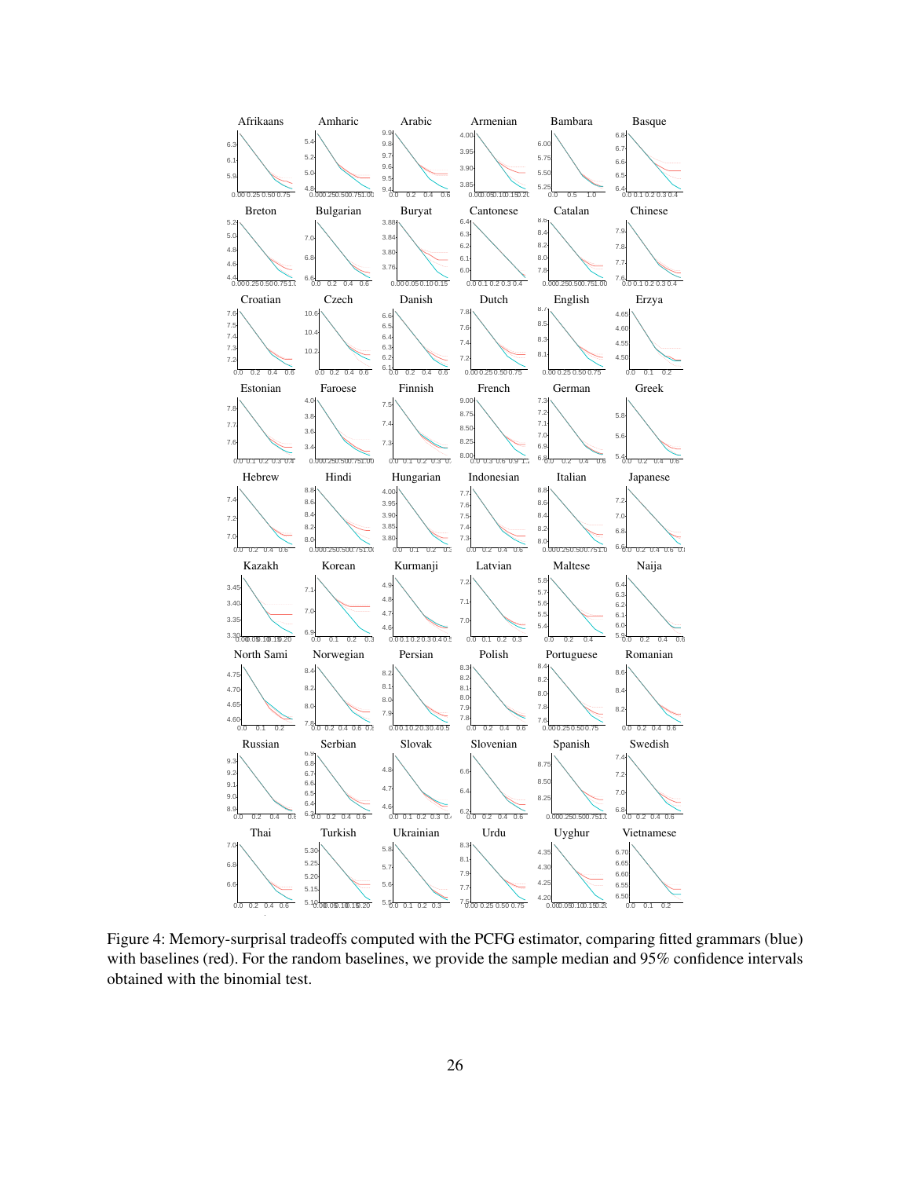Figure 4: Memory-surprisal tradeoffs computed with the PCFG estimator, comparing fitted grammars (blue) with baselines (red). For the random baselines, we provide the sample median and 95% confidence intervals obtained with the binomial test.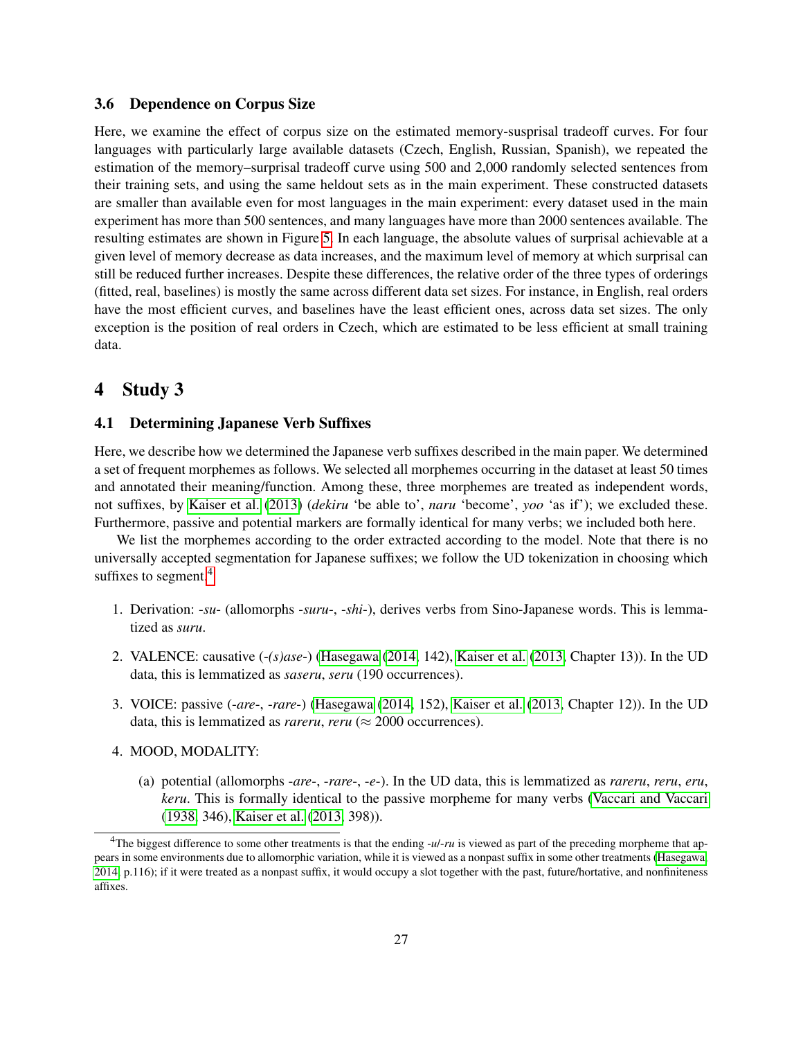### 3.6 Dependence on Corpus Size

Here, we examine the effect of corpus size on the estimated memory-susprisal tradeoff curves. For four languages with particularly large available datasets (Czech, English, Russian, Spanish), we repeated the estimation of the memory–surprisal tradeoff curve using 500 and 2,000 randomly selected sentences from their training sets, and using the same heldout sets as in the main experiment. These constructed datasets are smaller than available even for most languages in the main experiment: every dataset used in the main experiment has more than 500 sentences, and many languages have more than 2000 sentences available. The resulting estimates are shown in Figure 5. In each language, the absolute values of surprisal achievable at a given level of memory decrease as data increases, and the maximum level of memory at which surprisal can still be reduced further increases. Despite these differences, the relative order of the three types of orderings (fitted, real, baselines) is mostly the same across different data set sizes. For instance, in English, real orders have the most efficient curves, and baselines have the least efficient ones, across data set sizes. The only exception is the position of real orders in Czech, which are estimated to be less efficient at small training data.

# 4 Study 3

### 4.1 Determining Japanese Verb Suffixes

Here, we describe how we determined the Japanese verb suffixes described in the main paper. We determined a set of frequent morphemes as follows. We selected all morphemes occurring in the dataset at least 50 times and annotated their meaning/function. Among these, three morphemes are treated as independent words, not suffixes, by Kaiser et al. (2013) (*dekiru* 'be able to', *naru* 'become', *yoo* 'as if'); we excluded these. Furthermore, passive and potential markers are formally identical for many verbs; we included both here.

We list the morphemes according to the order extracted according to the model. Note that there is no universally accepted segmentation for Japanese suffixes; we follow the UD tokenization in choosing which suffixes to segment.[4]

1. Derivation: *-su-* (allomorphs *-suru-*, *-shi-*), derives verbs from Sino-Japanese words. This is lemmatized as *suru*.
2. VALENCE: causative (*-(s)ase-*) (Hasegawa (2014, 142), Kaiser et al. (2013, Chapter 13)). In the UD data, this is lemmatized as *saseru*, *seru* (190 occurrences).
3. VOICE: passive (*-are-*, *-rare-*) (Hasegawa (2014, 152), Kaiser et al. (2013, Chapter 12)). In the UD data, this is lemmatized as *rareru*, *reru* ($\approx$ 2000 occurrences).
4. MOOD, MODALITY:
   (a) potential (allomorphs *-are-*, *-rare-*, *-e-*). In the UD data, this is lemmatized as *rareru*, *reru*, *eru*, *keru*. This is formally identical to the passive morpheme for many verbs (Vaccari and Vaccari (1938, 346), Kaiser et al. (2013, 398)).

[4] The biggest difference to some other treatments is that the ending *-u/-ru* is viewed as part of the preceding morpheme that appears in some environments due to allomorphic variation, while it is viewed as a nonpast suffix in some other treatments (Hasegawa, 2014, p.116); if it were treated as a nonpast suffix, it would occupy a slot together with the past, future/hortative, and nonfiniteness affixes.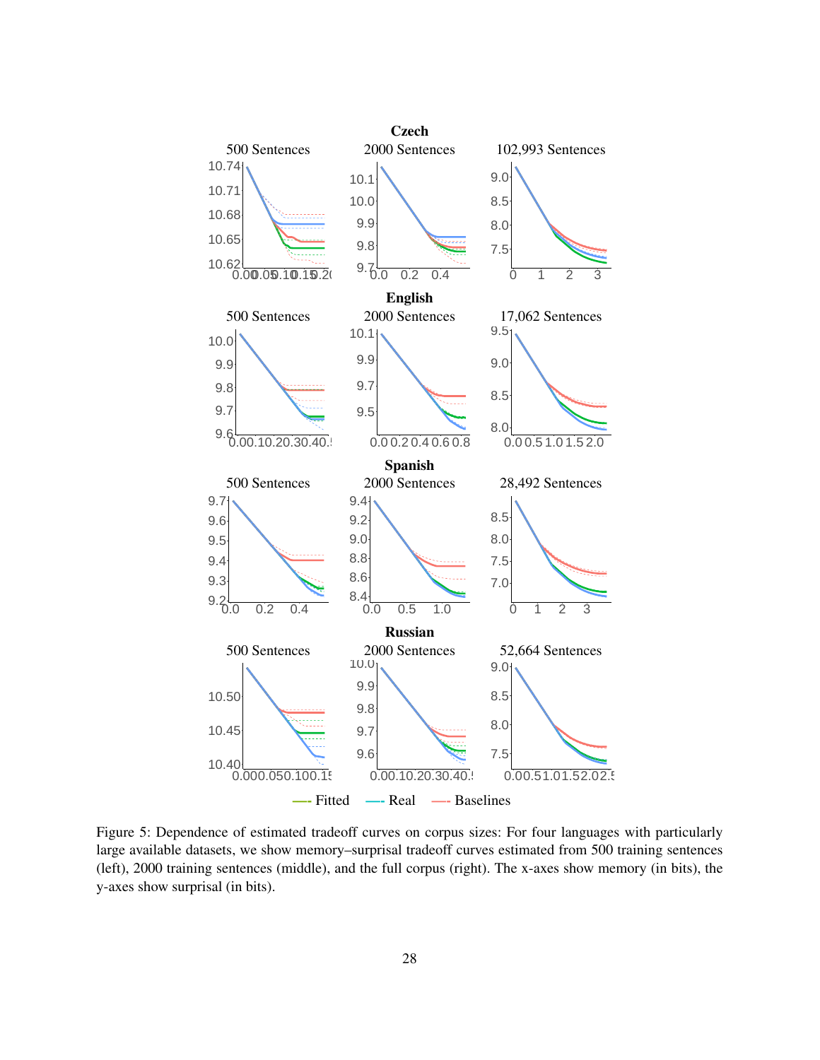Figure 5: Dependence of estimated tradeoff curves on corpus sizes: For four languages with particularly large available datasets, we show memory–surprisal tradeoff curves estimated from 500 training sentences (left), 2000 training sentences (middle), and the full corpus (right). The x-axes show memory (in bits), the y-axes show surprisal (in bits).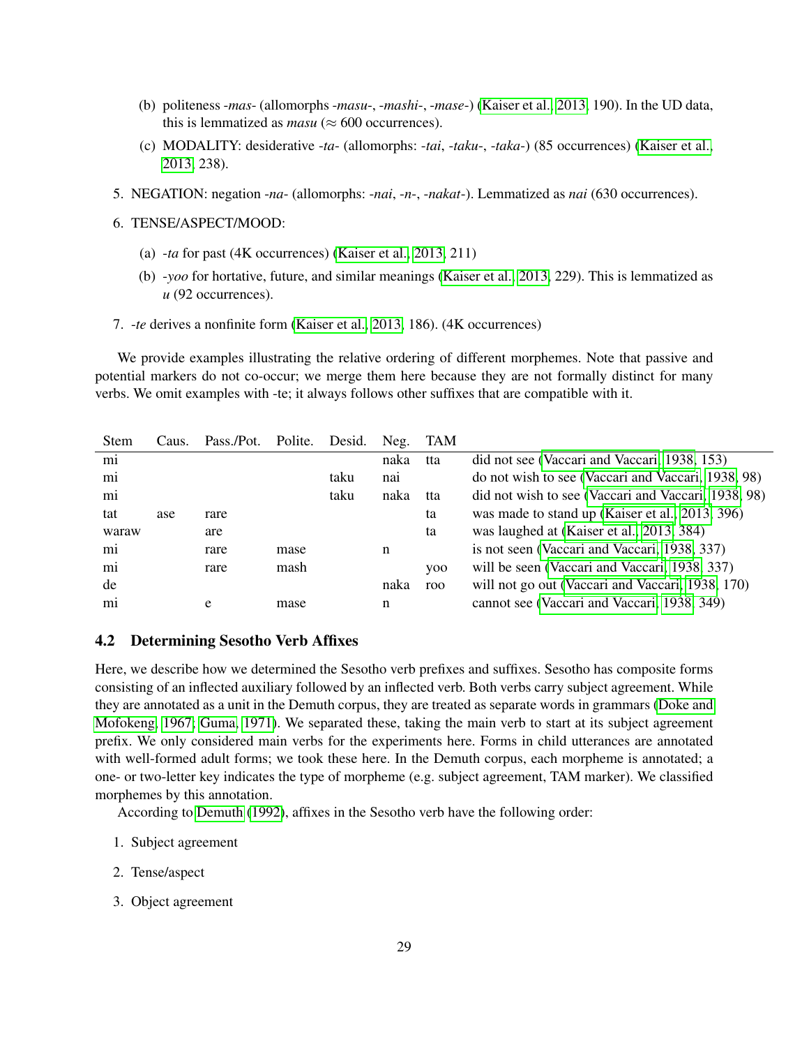(b) politeness *-mas-* (allomorphs *-masu-*, *-mashi-*, *-mase-*) (Kaiser et al., 2013, 190). In the UD data, this is lemmatized as *masu* (≈ 600 occurrences).

(c) MODALITY: desiderative *-ta-* (allomorphs: *-tai*, *-taku-*, *-taka-*) (85 occurrences) (Kaiser et al., 2013, 238).

5. NEGATION: negation *-na-* (allomorphs: *-nai*, *-n-*, *-nakat-*). Lemmatized as *nai* (630 occurrences).

6. TENSE/ASPECT/MOOD:

   (a) *-ta* for past (4K occurrences) (Kaiser et al., 2013, 211)

   (b) *-yoo* for hortative, future, and similar meanings (Kaiser et al., 2013, 229). This is lemmatized as *u* (92 occurrences).

7. *-te* derives a nonfinite form (Kaiser et al., 2013, 186). (4K occurrences)

We provide examples illustrating the relative ordering of different morphemes. Note that passive and potential markers do not co-occur; we merge them here because they are not formally distinct for many verbs. We omit examples with -te; it always follows other suffixes that are compatible with it.

| Stem | Caus. | Pass./Pot. | Polite. | Desid. | Neg. | TAM | |
|---|---|---|---|---|---|---|---|
| mi | | | | | naka | tta | did not see (Vaccari and Vaccari, 1938, 153) |
| mi | | | | taku | nai | | do not wish to see (Vaccari and Vaccari, 1938, 98) |
| mi | | | | taku | naka | tta | did not wish to see (Vaccari and Vaccari, 1938, 98) |
| tat | ase | rare | | | | ta | was made to stand up (Kaiser et al., 2013, 396) |
| waraw | | are | | | | ta | was laughed at (Kaiser et al., 2013, 384) |
| mi | | rare | mase | | n | | is not seen (Vaccari and Vaccari, 1938, 337) |
| mi | | rare | mash | | | yoo | will be seen (Vaccari and Vaccari, 1938, 337) |
| de | | | | | naka | roo | will not go out (Vaccari and Vaccari, 1938, 170) |
| mi | | e | mase | | n | | cannot see (Vaccari and Vaccari, 1938, 349) |

## 4.2 Determining Sesotho Verb Affixes

Here, we describe how we determined the Sesotho verb prefixes and suffixes. Sesotho has composite forms consisting of an inflected auxiliary followed by an inflected verb. Both verbs carry subject agreement. While they are annotated as a unit in the Demuth corpus, they are treated as separate words in grammars (Doke and Mofokeng, 1967; Guma, 1971). We separated these, taking the main verb to start at its subject agreement prefix. We only considered main verbs for the experiments here. Forms in child utterances are annotated with well-formed adult forms; we took these here. In the Demuth corpus, each morpheme is annotated; a one- or two-letter key indicates the type of morpheme (e.g. subject agreement, TAM marker). We classified morphemes by this annotation.

According to Demuth (1992), affixes in the Sesotho verb have the following order:

1. Subject agreement
2. Tense/aspect
3. Object agreement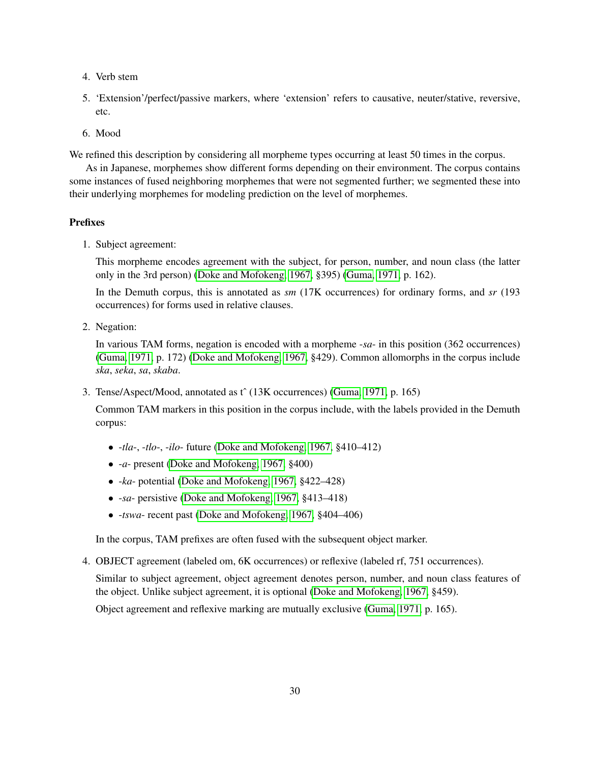4. Verb stem
5. 'Extension'/perfect/passive markers, where 'extension' refers to causative, neuter/stative, reversive, etc.
6. Mood

We refined this description by considering all morpheme types occurring at least 50 times in the corpus.

As in Japanese, morphemes show different forms depending on their environment. The corpus contains some instances of fused neighboring morphemes that were not segmented further; we segmented these into their underlying morphemes for modeling prediction on the level of morphemes.

**Prefixes**

1. Subject agreement:

   This morpheme encodes agreement with the subject, for person, number, and noun class (the latter only in the 3rd person) (Doke and Mofokeng, 1967, §395) (Guma, 1971, p. 162).

   In the Demuth corpus, this is annotated as *sm* (17K occurrences) for ordinary forms, and *sr* (193 occurrences) for forms used in relative clauses.

2. Negation:

   In various TAM forms, negation is encoded with a morpheme *-sa-* in this position (362 occurrences) (Guma, 1971, p. 172) (Doke and Mofokeng, 1967, §429). Common allomorphs in the corpus include *ska*, *seka*, *sa*, *skaba*.

3. Tense/Aspect/Mood, annotated as tˆ (13K occurrences) (Guma, 1971, p. 165)

   Common TAM markers in this position in the corpus include, with the labels provided in the Demuth corpus:

   - *-tla-*, *-tlo-*, *-ilo-* future (Doke and Mofokeng, 1967, §410–412)
   - *-a-* present (Doke and Mofokeng, 1967, §400)
   - *-ka-* potential (Doke and Mofokeng, 1967, §422–428)
   - *-sa-* persistive (Doke and Mofokeng, 1967, §413–418)
   - *-tswa-* recent past (Doke and Mofokeng, 1967, §404–406)

   In the corpus, TAM prefixes are often fused with the subsequent object marker.

4. OBJECT agreement (labeled om, 6K occurrences) or reflexive (labeled rf, 751 occurrences).

   Similar to subject agreement, object agreement denotes person, number, and noun class features of the object. Unlike subject agreement, it is optional (Doke and Mofokeng, 1967, §459).

   Object agreement and reflexive marking are mutually exclusive (Guma, 1971, p. 165).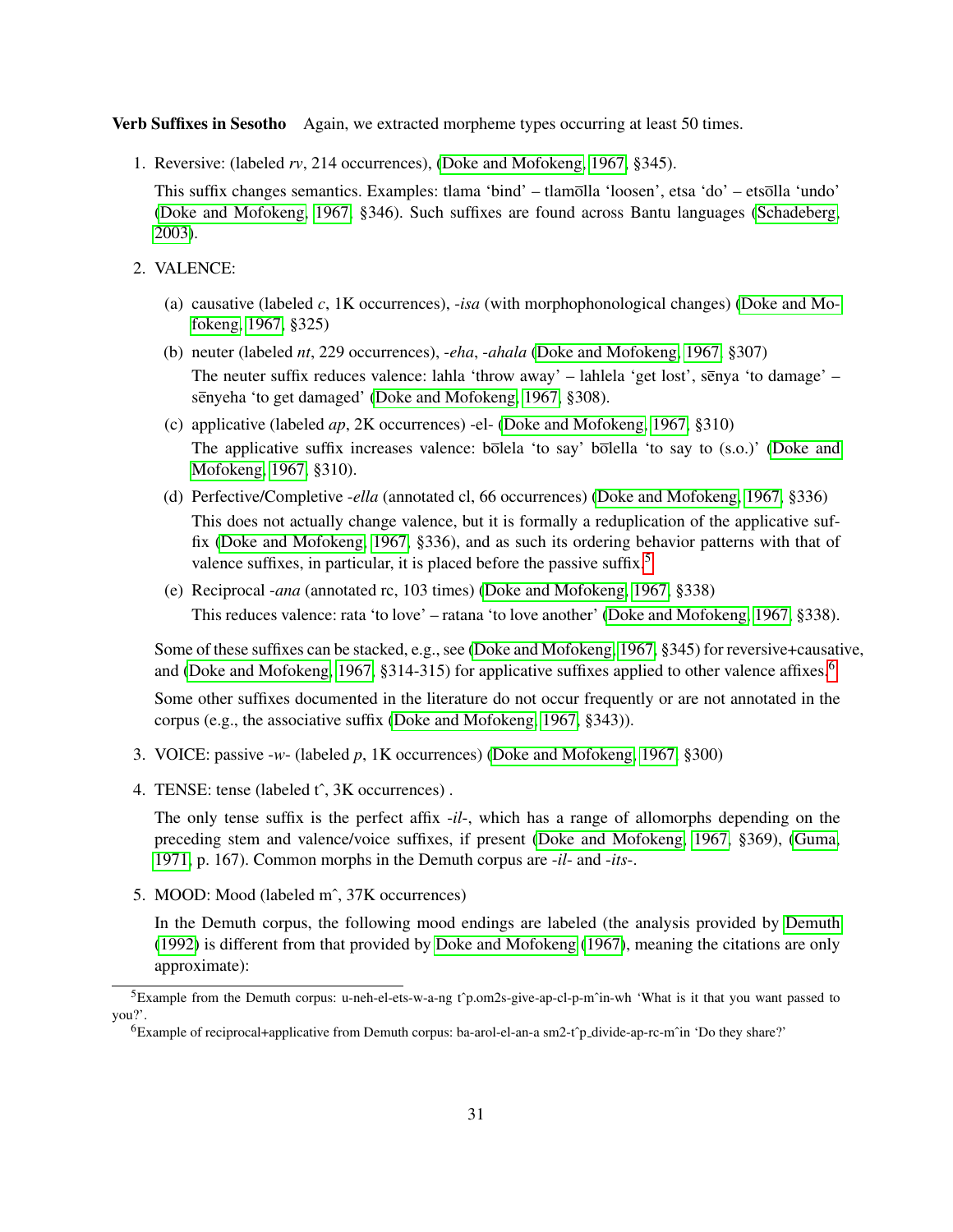**Verb Suffixes in Sesotho** Again, we extracted morpheme types occurring at least 50 times.

1. Reversive: (labeled *rv*, 214 occurrences), (Doke and Mofokeng, 1967, §345).

   This suffix changes semantics. Examples: tlama 'bind' – tlamōlla 'loosen', etsa 'do' – etsōlla 'undo' (Doke and Mofokeng, 1967, §346). Such suffixes are found across Bantu languages (Schadeberg, 2003).

2. VALENCE:

   (a) causative (labeled *c*, 1K occurrences), *-isa* (with morphophonological changes) (Doke and Mofokeng, 1967, §325)

   (b) neuter (labeled *nt*, 229 occurrences), *-eha*, *-ahala* (Doke and Mofokeng, 1967, §307)
   The neuter suffix reduces valence: lahla 'throw away' – lahlela 'get lost', sēnya 'to damage' – sēnyeha 'to get damaged' (Doke and Mofokeng, 1967, §308).

   (c) applicative (labeled *ap*, 2K occurrences) -el- (Doke and Mofokeng, 1967, §310)
   The applicative suffix increases valence: bōlela 'to say' bōlella 'to say to (s.o.)' (Doke and Mofokeng, 1967, §310).

   (d) Perfective/Completive *-ella* (annotated cl, 66 occurrences) (Doke and Mofokeng, 1967, §336)
   This does not actually change valence, but it is formally a reduplication of the applicative suffix (Doke and Mofokeng, 1967, §336), and as such its ordering behavior patterns with that of valence suffixes, in particular, it is placed before the passive suffix.[5]

   (e) Reciprocal *-ana* (annotated rc, 103 times) (Doke and Mofokeng, 1967, §338)
   This reduces valence: rata 'to love' – ratana 'to love another' (Doke and Mofokeng, 1967, §338).

   Some of these suffixes can be stacked, e.g., see (Doke and Mofokeng, 1967, §345) for reversive+causative, and (Doke and Mofokeng, 1967, §314-315) for applicative suffixes applied to other valence affixes.[6]

   Some other suffixes documented in the literature do not occur frequently or are not annotated in the corpus (e.g., the associative suffix (Doke and Mofokeng, 1967, §343)).

3. VOICE: passive *-w-* (labeled *p*, 1K occurrences) (Doke and Mofokeng, 1967, §300)

4. TENSE: tense (labeled tˆ, 3K occurrences) .

   The only tense suffix is the perfect affix *-il-*, which has a range of allomorphs depending on the preceding stem and valence/voice suffixes, if present (Doke and Mofokeng, 1967, §369), (Guma, 1971, p. 167). Common morphs in the Demuth corpus are *-il-* and *-its-*.

5. MOOD: Mood (labeled mˆ, 37K occurrences)

   In the Demuth corpus, the following mood endings are labeled (the analysis provided by Demuth (1992) is different from that provided by Doke and Mofokeng (1967), meaning the citations are only approximate):

---

[5] Example from the Demuth corpus: u-neh-el-ets-w-a-ng tˆp.om2s-give-ap-cl-p-mˆin-wh 'What is it that you want passed to you?'.

[6] Example of reciprocal+applicative from Demuth corpus: ba-arol-el-an-a sm2-tˆp_divide-ap-rc-mˆin 'Do they share?'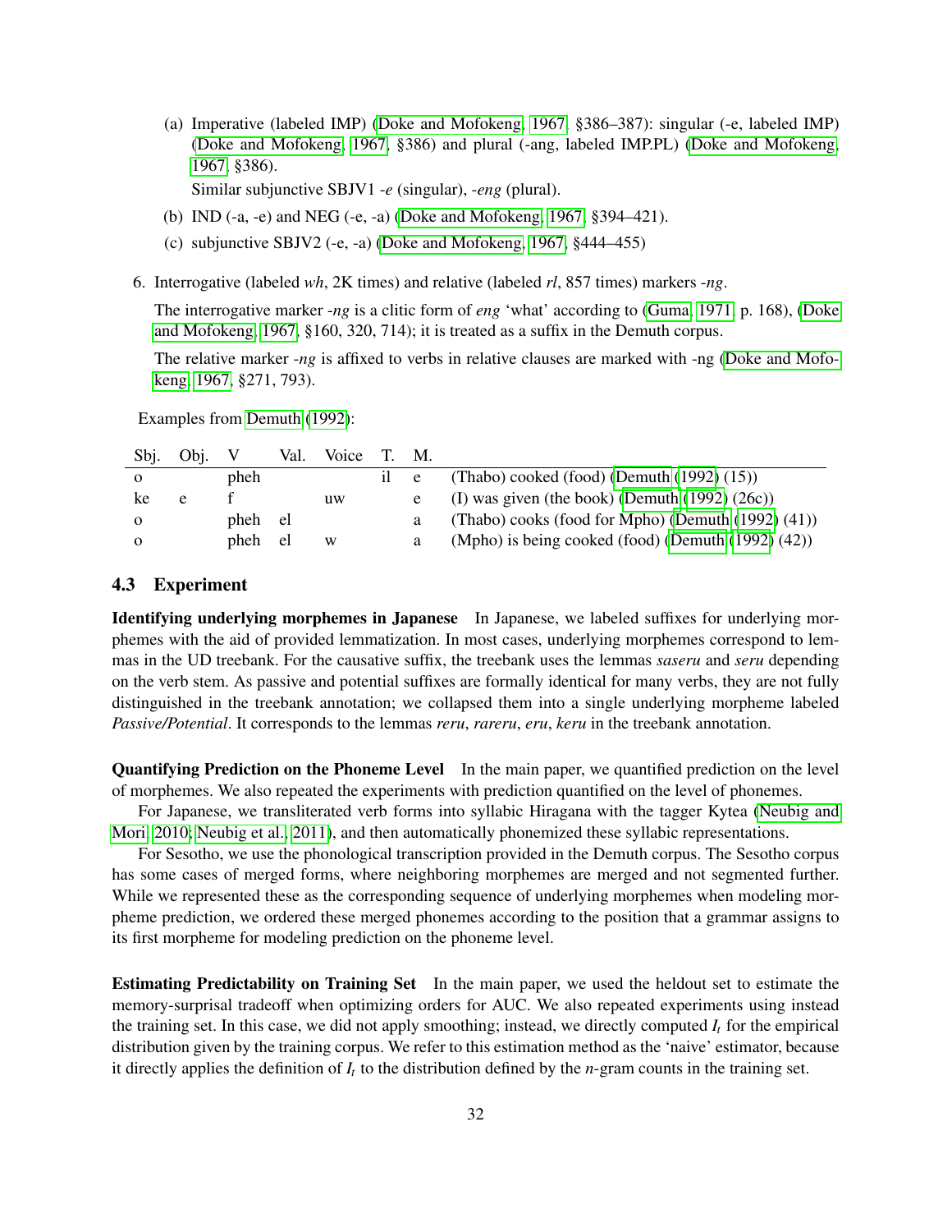(a) Imperative (labeled IMP) (Doke and Mofokeng, 1967, §386–387): singular (-e, labeled IMP) (Doke and Mofokeng, 1967, §386) and plural (-ang, labeled IMP.PL) (Doke and Mofokeng, 1967, §386).

Similar subjunctive SBJV1 *-e* (singular), *-eng* (plural).

(b) IND (-a, -e) and NEG (-e, -a) (Doke and Mofokeng, 1967, §394–421).

(c) subjunctive SBJV2 (-e, -a) (Doke and Mofokeng, 1967, §444–455)

6. Interrogative (labeled *wh*, 2K times) and relative (labeled *rl*, 857 times) markers *-ng*.

   The interrogative marker *-ng* is a clitic form of *eng* 'what' according to (Guma, 1971, p. 168), (Doke and Mofokeng, 1967, §160, 320, 714); it is treated as a suffix in the Demuth corpus.

   The relative marker *-ng* is affixed to verbs in relative clauses are marked with -ng (Doke and Mofokeng, 1967, §271, 793).

Examples from Demuth (1992):

| Sbj. | Obj. | V | Val. | Voice | T. | M. | |
|---|---|---|---|---|---|---|---|
| o | | pheh | | | il | e | (Thabo) cooked (food) (Demuth (1992) (15)) |
| ke | e | f | | uw | | e | (I) was given (the book) (Demuth (1992) (26c)) |
| o | | pheh | el | | | a | (Thabo) cooks (food for Mpho) (Demuth (1992) (41)) |
| o | | pheh | el | w | | a | (Mpho) is being cooked (food) (Demuth (1992) (42)) |

### 4.3 Experiment

**Identifying underlying morphemes in Japanese** In Japanese, we labeled suffixes for underlying morphemes with the aid of provided lemmatization. In most cases, underlying morphemes correspond to lemmas in the UD treebank. For the causative suffix, the treebank uses the lemmas *saseru* and *seru* depending on the verb stem. As passive and potential suffixes are formally identical for many verbs, they are not fully distinguished in the treebank annotation; we collapsed them into a single underlying morpheme labeled *Passive/Potential*. It corresponds to the lemmas *reru*, *rareru*, *eru*, *keru* in the treebank annotation.

**Quantifying Prediction on the Phoneme Level** In the main paper, we quantified prediction on the level of morphemes. We also repeated the experiments with prediction quantified on the level of phonemes.

For Japanese, we transliterated verb forms into syllabic Hiragana with the tagger Kytea (Neubig and Mori, 2010; Neubig et al., 2011), and then automatically phonemized these syllabic representations.

For Sesotho, we use the phonological transcription provided in the Demuth corpus. The Sesotho corpus has some cases of merged forms, where neighboring morphemes are merged and not segmented further. While we represented these as the corresponding sequence of underlying morphemes when modeling morpheme prediction, we ordered these merged phonemes according to the position that a grammar assigns to its first morpheme for modeling prediction on the phoneme level.

**Estimating Predictability on Training Set** In the main paper, we used the heldout set to estimate the memory-surprisal tradeoff when optimizing orders for AUC. We also repeated experiments using instead the training set. In this case, we did not apply smoothing; instead, we directly computed $I_t$ for the empirical distribution given by the training corpus. We refer to this estimation method as the 'naive' estimator, because it directly applies the definition of $I_t$ to the distribution defined by the $n$-gram counts in the training set.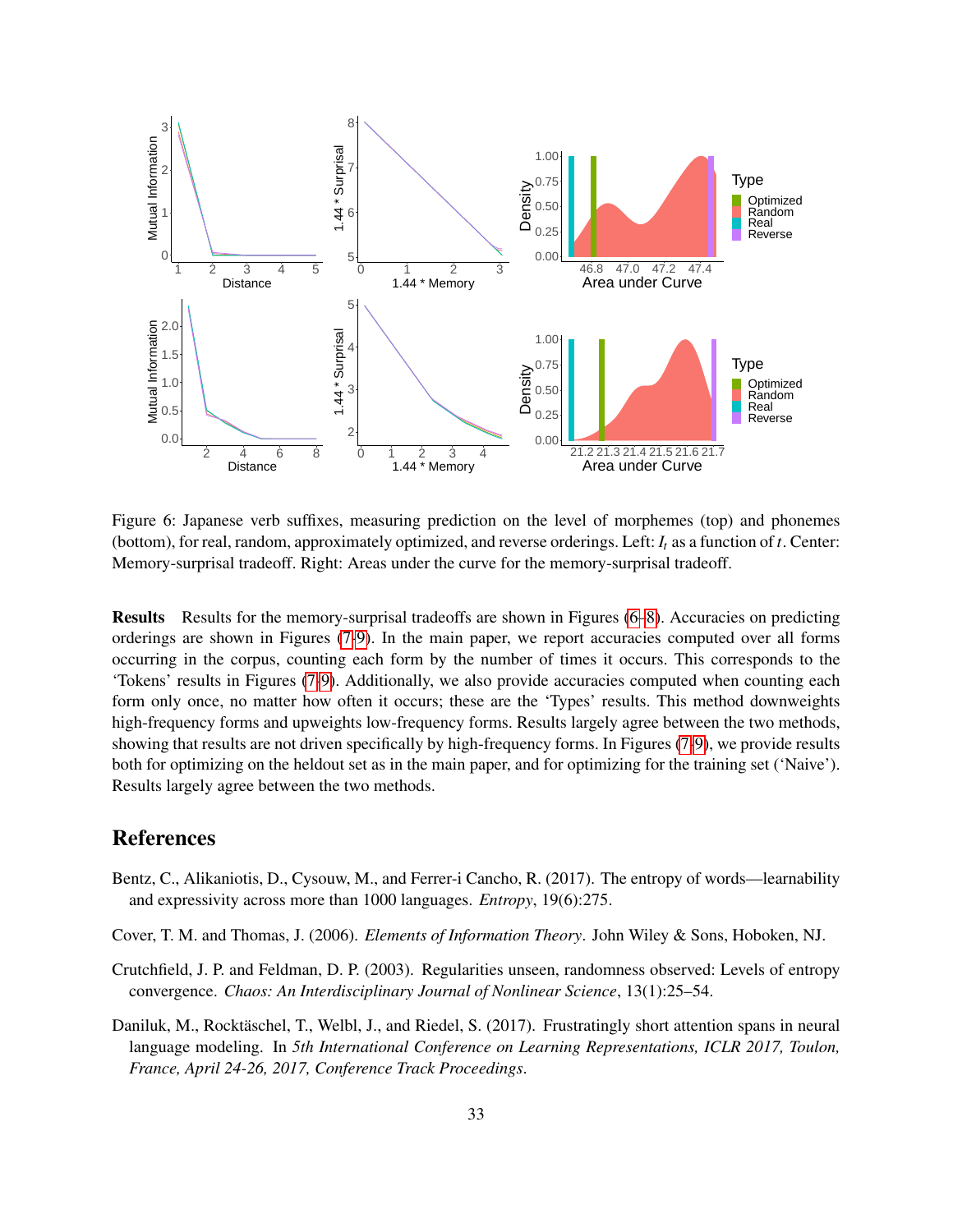Figure 6: Japanese verb suffixes, measuring prediction on the level of morphemes (top) and phonemes (bottom), for real, random, approximately optimized, and reverse orderings. Left: $I_t$ as a function of $t$. Center: Memory-surprisal tradeoff. Right: Areas under the curve for the memory-surprisal tradeoff.

**Results** Results for the memory-surprisal tradeoffs are shown in Figures (6–8). Accuracies on predicting orderings are shown in Figures (7-9). In the main paper, we report accuracies computed over all forms occurring in the corpus, counting each form by the number of times it occurs. This corresponds to the 'Tokens' results in Figures (7-9). Additionally, we also provide accuracies computed when counting each form only once, no matter how often it occurs; these are the 'Types' results. This method downweights high-frequency forms and upweights low-frequency forms. Results largely agree between the two methods, showing that results are not driven specifically by high-frequency forms. In Figures (7-9), we provide results both for optimizing on the heldout set as in the main paper, and for optimizing for the training set ('Naive'). Results largely agree between the two methods.

## References

Bentz, C., Alikaniotis, D., Cysouw, M., and Ferrer-i Cancho, R. (2017). The entropy of words—learnability and expressivity across more than 1000 languages. *Entropy*, 19(6):275.

Cover, T. M. and Thomas, J. (2006). *Elements of Information Theory*. John Wiley & Sons, Hoboken, NJ.

Crutchfield, J. P. and Feldman, D. P. (2003). Regularities unseen, randomness observed: Levels of entropy convergence. *Chaos: An Interdisciplinary Journal of Nonlinear Science*, 13(1):25–54.

Daniluk, M., Rocktäschel, T., Welbl, J., and Riedel, S. (2017). Frustratingly short attention spans in neural language modeling. In *5th International Conference on Learning Representations, ICLR 2017, Toulon, France, April 24-26, 2017, Conference Track Proceedings*.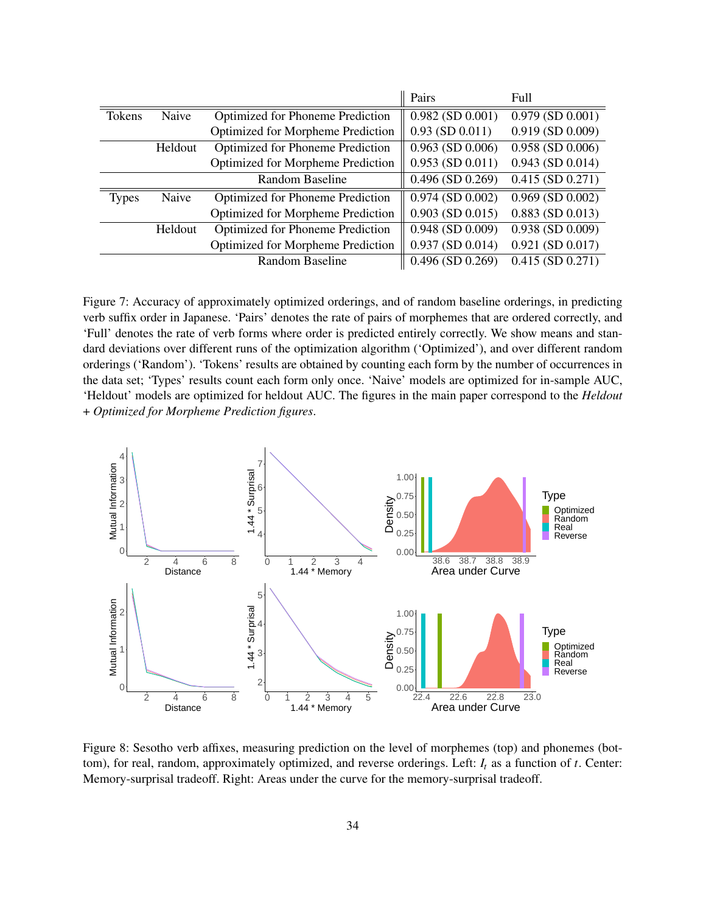| | | | Pairs | Full |
|---|---|---|---|---|
| Tokens | Naive | Optimized for Phoneme Prediction | 0.982 (SD 0.001) | 0.979 (SD 0.001) |
| | | Optimized for Morpheme Prediction | 0.93 (SD 0.011) | 0.919 (SD 0.009) |
| | Heldout | Optimized for Phoneme Prediction | 0.963 (SD 0.006) | 0.958 (SD 0.006) |
| | | Optimized for Morpheme Prediction | 0.953 (SD 0.011) | 0.943 (SD 0.014) |
| | | Random Baseline | 0.496 (SD 0.269) | 0.415 (SD 0.271) |
| Types | Naive | Optimized for Phoneme Prediction | 0.974 (SD 0.002) | 0.969 (SD 0.002) |
| | | Optimized for Morpheme Prediction | 0.903 (SD 0.015) | 0.883 (SD 0.013) |
| | Heldout | Optimized for Phoneme Prediction | 0.948 (SD 0.009) | 0.938 (SD 0.009) |
| | | Optimized for Morpheme Prediction | 0.937 (SD 0.014) | 0.921 (SD 0.017) |
| | | Random Baseline | 0.496 (SD 0.269) | 0.415 (SD 0.271) |

Figure 7: Accuracy of approximately optimized orderings, and of random baseline orderings, in predicting verb suffix order in Japanese. 'Pairs' denotes the rate of pairs of morphemes that are ordered correctly, and 'Full' denotes the rate of verb forms where order is predicted entirely correctly. We show means and standard deviations over different runs of the optimization algorithm ('Optimized'), and over different random orderings ('Random'). 'Tokens' results are obtained by counting each form by the number of occurrences in the data set; 'Types' results count each form only once. 'Naive' models are optimized for in-sample AUC, 'Heldout' models are optimized for heldout AUC. The figures in the main paper correspond to the *Heldout + Optimized for Morpheme Prediction figures*.

Figure 8: Sesotho verb affixes, measuring prediction on the level of morphemes (top) and phonemes (bottom), for real, random, approximately optimized, and reverse orderings. Left: $I_t$ as a function of $t$. Center: Memory-surprisal tradeoff. Right: Areas under the curve for the memory-surprisal tradeoff.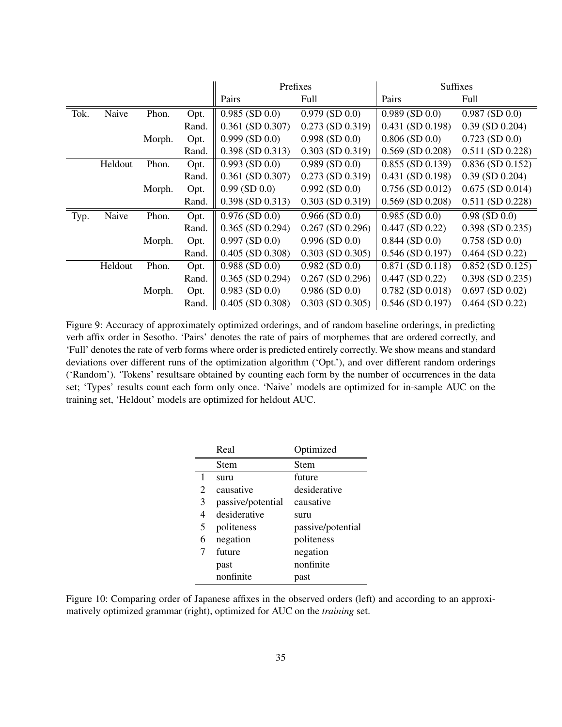| | | | | Prefixes | | Suffixes | |
|---|---|---|---|---|---|---|---|
| | | | | Pairs | Full | Pairs | Full |
| Tok. | Naive | Phon. | Opt. | 0.985 (SD 0.0) | 0.979 (SD 0.0) | 0.989 (SD 0.0) | 0.987 (SD 0.0) |
| | | | Rand. | 0.361 (SD 0.307) | 0.273 (SD 0.319) | 0.431 (SD 0.198) | 0.39 (SD 0.204) |
| | | Morph. | Opt. | 0.999 (SD 0.0) | 0.998 (SD 0.0) | 0.806 (SD 0.0) | 0.723 (SD 0.0) |
| | | | Rand. | 0.398 (SD 0.313) | 0.303 (SD 0.319) | 0.569 (SD 0.208) | 0.511 (SD 0.228) |
| | Heldout | Phon. | Opt. | 0.993 (SD 0.0) | 0.989 (SD 0.0) | 0.855 (SD 0.139) | 0.836 (SD 0.152) |
| | | | Rand. | 0.361 (SD 0.307) | 0.273 (SD 0.319) | 0.431 (SD 0.198) | 0.39 (SD 0.204) |
| | | Morph. | Opt. | 0.99 (SD 0.0) | 0.992 (SD 0.0) | 0.756 (SD 0.012) | 0.675 (SD 0.014) |
| | | | Rand. | 0.398 (SD 0.313) | 0.303 (SD 0.319) | 0.569 (SD 0.208) | 0.511 (SD 0.228) |
| Typ. | Naive | Phon. | Opt. | 0.976 (SD 0.0) | 0.966 (SD 0.0) | 0.985 (SD 0.0) | 0.98 (SD 0.0) |
| | | | Rand. | 0.365 (SD 0.294) | 0.267 (SD 0.296) | 0.447 (SD 0.22) | 0.398 (SD 0.235) |
| | | Morph. | Opt. | 0.997 (SD 0.0) | 0.996 (SD 0.0) | 0.844 (SD 0.0) | 0.758 (SD 0.0) |
| | | | Rand. | 0.405 (SD 0.308) | 0.303 (SD 0.305) | 0.546 (SD 0.197) | 0.464 (SD 0.22) |
| | Heldout | Phon. | Opt. | 0.988 (SD 0.0) | 0.982 (SD 0.0) | 0.871 (SD 0.118) | 0.852 (SD 0.125) |
| | | | Rand. | 0.365 (SD 0.294) | 0.267 (SD 0.296) | 0.447 (SD 0.22) | 0.398 (SD 0.235) |
| | | Morph. | Opt. | 0.983 (SD 0.0) | 0.986 (SD 0.0) | 0.782 (SD 0.018) | 0.697 (SD 0.02) |
| | | | Rand. | 0.405 (SD 0.308) | 0.303 (SD 0.305) | 0.546 (SD 0.197) | 0.464 (SD 0.22) |

Figure 9: Accuracy of approximately optimized orderings, and of random baseline orderings, in predicting verb affix order in Sesotho. 'Pairs' denotes the rate of pairs of morphemes that are ordered correctly, and 'Full' denotes the rate of verb forms where order is predicted entirely correctly. We show means and standard deviations over different runs of the optimization algorithm ('Opt.'), and over different random orderings ('Random'). 'Tokens' resultsare obtained by counting each form by the number of occurrences in the data set; 'Types' results count each form only once. 'Naive' models are optimized for in-sample AUC on the training set, 'Heldout' models are optimized for heldout AUC.

| | Real | Optimized |
|---|---|---|
| | Stem | Stem |
| 1 | suru | future |
| 2 | causative | desiderative |
| 3 | passive/potential | causative |
| 4 | desiderative | suru |
| 5 | politeness | passive/potential |
| 6 | negation | politeness |
| 7 | future | negation |
| | past | nonfinite |
| | nonfinite | past |

Figure 10: Comparing order of Japanese affixes in the observed orders (left) and according to an approximatively optimized grammar (right), optimized for AUC on the *training* set.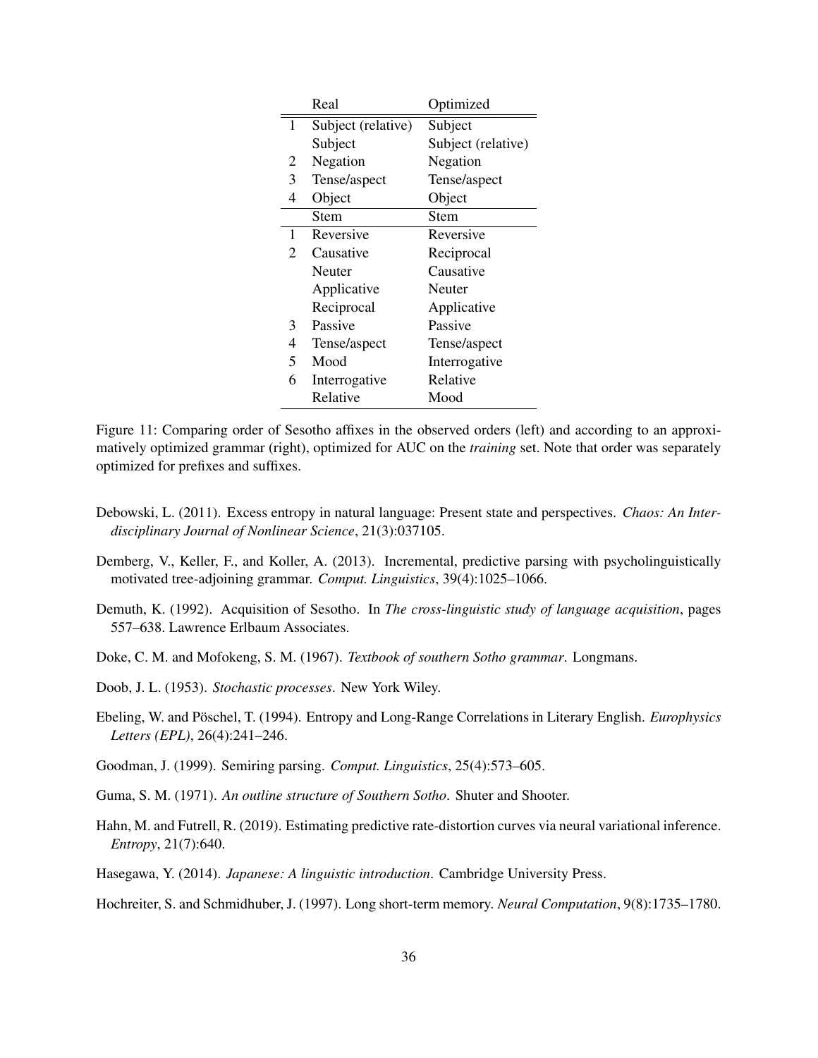| | Real | Optimized |
|---|---|---|
| 1 | Subject (relative) | Subject |
| | Subject | Subject (relative) |
| 2 | Negation | Negation |
| 3 | Tense/aspect | Tense/aspect |
| 4 | Object | Object |
| | Stem | Stem |
| 1 | Reversive | Reversive |
| 2 | Causative | Reciprocal |
| | Neuter | Causative |
| | Applicative | Neuter |
| | Reciprocal | Applicative |
| 3 | Passive | Passive |
| 4 | Tense/aspect | Tense/aspect |
| 5 | Mood | Interrogative |
| 6 | Interrogative | Relative |
| | Relative | Mood |

Figure 11: Comparing order of Sesotho affixes in the observed orders (left) and according to an approximatively optimized grammar (right), optimized for AUC on the *training* set. Note that order was separately optimized for prefixes and suffixes.

Debowski, L. (2011). Excess entropy in natural language: Present state and perspectives. *Chaos: An Interdisciplinary Journal of Nonlinear Science*, 21(3):037105.

Demberg, V., Keller, F., and Koller, A. (2013). Incremental, predictive parsing with psycholinguistically motivated tree-adjoining grammar. *Comput. Linguistics*, 39(4):1025–1066.

Demuth, K. (1992). Acquisition of Sesotho. In *The cross-linguistic study of language acquisition*, pages 557–638. Lawrence Erlbaum Associates.

Doke, C. M. and Mofokeng, S. M. (1967). *Textbook of southern Sotho grammar*. Longmans.

Doob, J. L. (1953). *Stochastic processes*. New York Wiley.

Ebeling, W. and Pöschel, T. (1994). Entropy and Long-Range Correlations in Literary English. *Europhysics Letters (EPL)*, 26(4):241–246.

Goodman, J. (1999). Semiring parsing. *Comput. Linguistics*, 25(4):573–605.

Guma, S. M. (1971). *An outline structure of Southern Sotho*. Shuter and Shooter.

Hahn, M. and Futrell, R. (2019). Estimating predictive rate-distortion curves via neural variational inference. *Entropy*, 21(7):640.

Hasegawa, Y. (2014). *Japanese: A linguistic introduction*. Cambridge University Press.

Hochreiter, S. and Schmidhuber, J. (1997). Long short-term memory. *Neural Computation*, 9(8):1735–1780.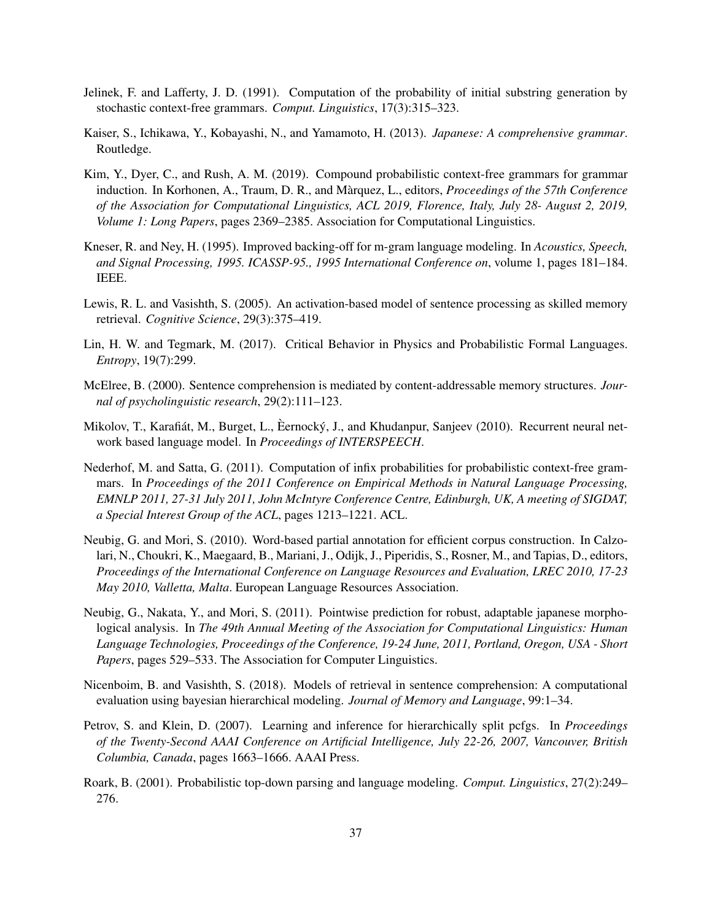Jelinek, F. and Lafferty, J. D. (1991). Computation of the probability of initial substring generation by stochastic context-free grammars. *Comput. Linguistics*, 17(3):315–323.

Kaiser, S., Ichikawa, Y., Kobayashi, N., and Yamamoto, H. (2013). *Japanese: A comprehensive grammar*. Routledge.

Kim, Y., Dyer, C., and Rush, A. M. (2019). Compound probabilistic context-free grammars for grammar induction. In Korhonen, A., Traum, D. R., and Màrquez, L., editors, *Proceedings of the 57th Conference of the Association for Computational Linguistics, ACL 2019, Florence, Italy, July 28- August 2, 2019, Volume 1: Long Papers*, pages 2369–2385. Association for Computational Linguistics.

Kneser, R. and Ney, H. (1995). Improved backing-off for m-gram language modeling. In *Acoustics, Speech, and Signal Processing, 1995. ICASSP-95., 1995 International Conference on*, volume 1, pages 181–184. IEEE.

Lewis, R. L. and Vasishth, S. (2005). An activation-based model of sentence processing as skilled memory retrieval. *Cognitive Science*, 29(3):375–419.

Lin, H. W. and Tegmark, M. (2017). Critical Behavior in Physics and Probabilistic Formal Languages. *Entropy*, 19(7):299.

McElree, B. (2000). Sentence comprehension is mediated by content-addressable memory structures. *Journal of psycholinguistic research*, 29(2):111–123.

Mikolov, T., Karafiát, M., Burget, L., Èernocký, J., and Khudanpur, Sanjeev (2010). Recurrent neural network based language model. In *Proceedings of INTERSPEECH*.

Nederhof, M. and Satta, G. (2011). Computation of infix probabilities for probabilistic context-free grammars. In *Proceedings of the 2011 Conference on Empirical Methods in Natural Language Processing, EMNLP 2011, 27-31 July 2011, John McIntyre Conference Centre, Edinburgh, UK, A meeting of SIGDAT, a Special Interest Group of the ACL*, pages 1213–1221. ACL.

Neubig, G. and Mori, S. (2010). Word-based partial annotation for efficient corpus construction. In Calzolari, N., Choukri, K., Maegaard, B., Mariani, J., Odijk, J., Piperidis, S., Rosner, M., and Tapias, D., editors, *Proceedings of the International Conference on Language Resources and Evaluation, LREC 2010, 17-23 May 2010, Valletta, Malta*. European Language Resources Association.

Neubig, G., Nakata, Y., and Mori, S. (2011). Pointwise prediction for robust, adaptable japanese morphological analysis. In *The 49th Annual Meeting of the Association for Computational Linguistics: Human Language Technologies, Proceedings of the Conference, 19-24 June, 2011, Portland, Oregon, USA - Short Papers*, pages 529–533. The Association for Computer Linguistics.

Nicenboim, B. and Vasishth, S. (2018). Models of retrieval in sentence comprehension: A computational evaluation using bayesian hierarchical modeling. *Journal of Memory and Language*, 99:1–34.

Petrov, S. and Klein, D. (2007). Learning and inference for hierarchically split pcfgs. In *Proceedings of the Twenty-Second AAAI Conference on Artificial Intelligence, July 22-26, 2007, Vancouver, British Columbia, Canada*, pages 1663–1666. AAAI Press.

Roark, B. (2001). Probabilistic top-down parsing and language modeling. *Comput. Linguistics*, 27(2):249–276.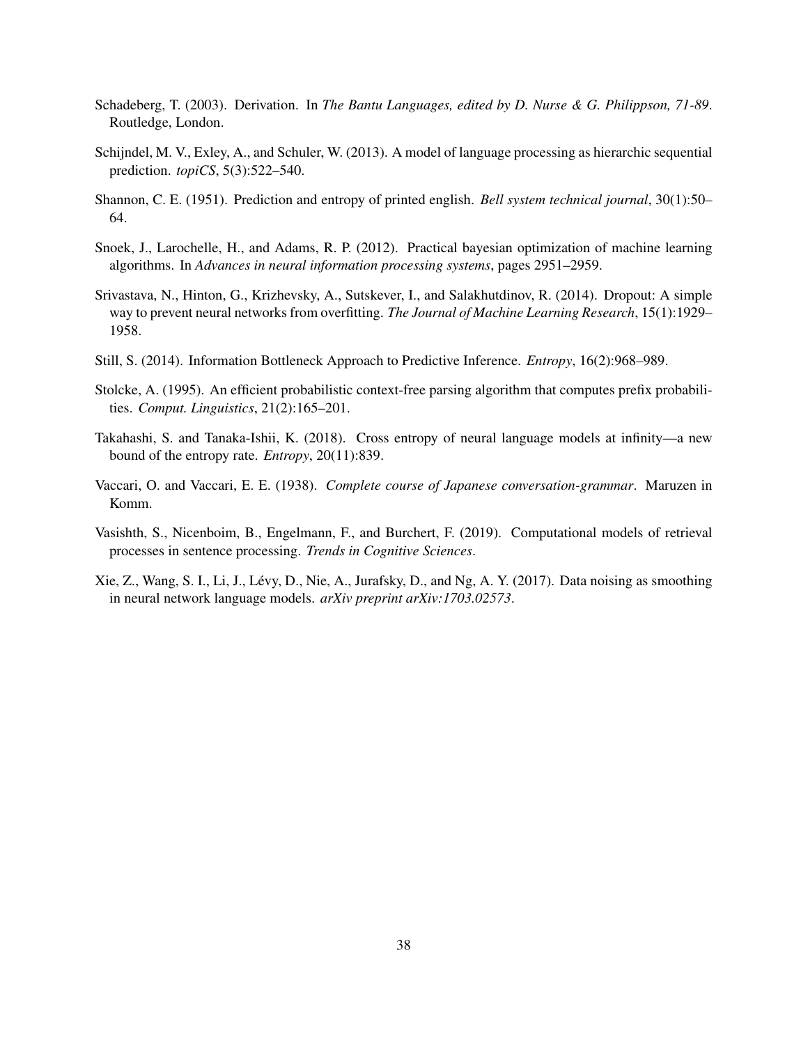Schadeberg, T. (2003). Derivation. In *The Bantu Languages, edited by D. Nurse & G. Philippson, 71-89*. Routledge, London.

Schijndel, M. V., Exley, A., and Schuler, W. (2013). A model of language processing as hierarchic sequential prediction. *topiCS*, 5(3):522–540.

Shannon, C. E. (1951). Prediction and entropy of printed english. *Bell system technical journal*, 30(1):50–64.

Snoek, J., Larochelle, H., and Adams, R. P. (2012). Practical bayesian optimization of machine learning algorithms. In *Advances in neural information processing systems*, pages 2951–2959.

Srivastava, N., Hinton, G., Krizhevsky, A., Sutskever, I., and Salakhutdinov, R. (2014). Dropout: A simple way to prevent neural networks from overfitting. *The Journal of Machine Learning Research*, 15(1):1929–1958.

Still, S. (2014). Information Bottleneck Approach to Predictive Inference. *Entropy*, 16(2):968–989.

Stolcke, A. (1995). An efficient probabilistic context-free parsing algorithm that computes prefix probabilities. *Comput. Linguistics*, 21(2):165–201.

Takahashi, S. and Tanaka-Ishii, K. (2018). Cross entropy of neural language models at infinity—a new bound of the entropy rate. *Entropy*, 20(11):839.

Vaccari, O. and Vaccari, E. E. (1938). *Complete course of Japanese conversation-grammar*. Maruzen in Komm.

Vasishth, S., Nicenboim, B., Engelmann, F., and Burchert, F. (2019). Computational models of retrieval processes in sentence processing. *Trends in Cognitive Sciences*.

Xie, Z., Wang, S. I., Li, J., Lévy, D., Nie, A., Jurafsky, D., and Ng, A. Y. (2017). Data noising as smoothing in neural network language models. *arXiv preprint arXiv:1703.02573*.